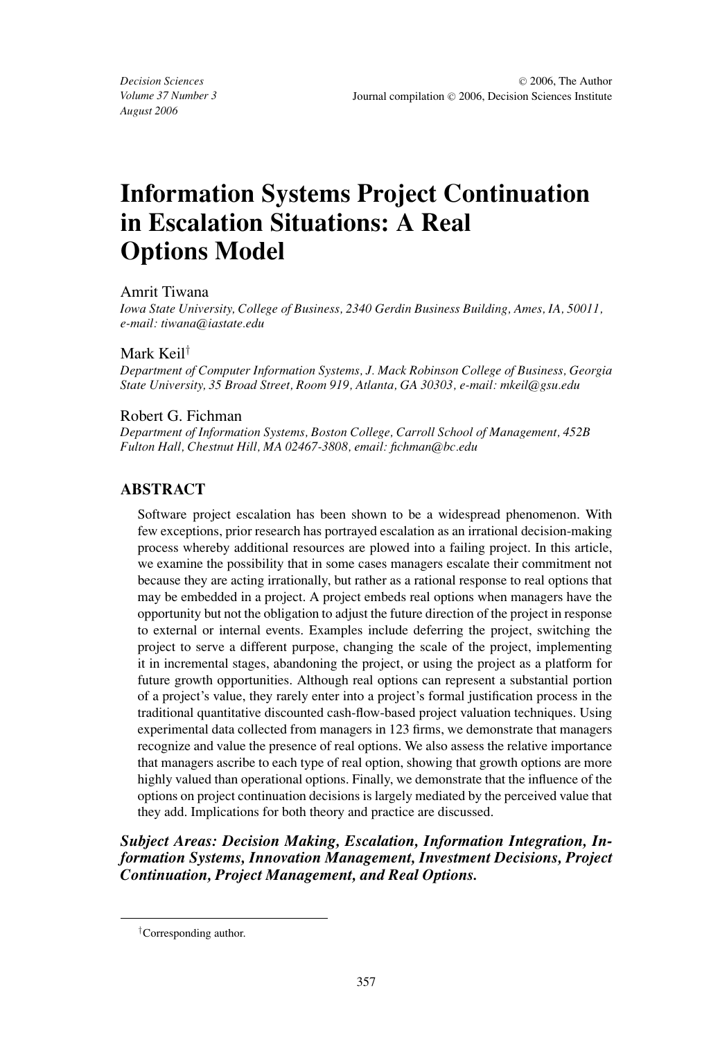# Information Systems Project Continuation in Escalation Situations: A Real Options Model

Amrit Tiwana

*Iowa State University, College of Business, 2340 Gerdin Business Building, Ames, IA, 50011, e-mail: tiwana@iastate.edu*

Mark Keil[†]

*Department of Computer Information Systems, J. Mack Robinson College of Business, Georgia State University, 35 Broad Street, Room 919, Atlanta, GA 30303, e-mail: mkeil@gsu.edu*

Robert G. Fichman

*Department of Information Systems, Boston College, Carroll School of Management, 452B Fulton Hall, Chestnut Hill, MA 02467-3808, email: fichman@bc.edu*

## ABSTRACT

Software project escalation has been shown to be a widespread phenomenon. With few exceptions, prior research has portrayed escalation as an irrational decision-making process whereby additional resources are plowed into a failing project. In this article, we examine the possibility that in some cases managers escalate their commitment not because they are acting irrationally, but rather as a rational response to real options that may be embedded in a project. A project embeds real options when managers have the opportunity but not the obligation to adjust the future direction of the project in response to external or internal events. Examples include deferring the project, switching the project to serve a different purpose, changing the scale of the project, implementing it in incremental stages, abandoning the project, or using the project as a platform for future growth opportunities. Although real options can represent a substantial portion of a project's value, they rarely enter into a project's formal justification process in the traditional quantitative discounted cash-flow-based project valuation techniques. Using experimental data collected from managers in 123 firms, we demonstrate that managers recognize and value the presence of real options. We also assess the relative importance that managers ascribe to each type of real option, showing that growth options are more highly valued than operational options. Finally, we demonstrate that the influence of the options on project continuation decisions is largely mediated by the perceived value that they add. Implications for both theory and practice are discussed.

***Subject Areas: Decision Making, Escalation, Information Integration, Information Systems, Innovation Management, Investment Decisions, Project Continuation, Project Management, and Real Options.***

[†]Corresponding author.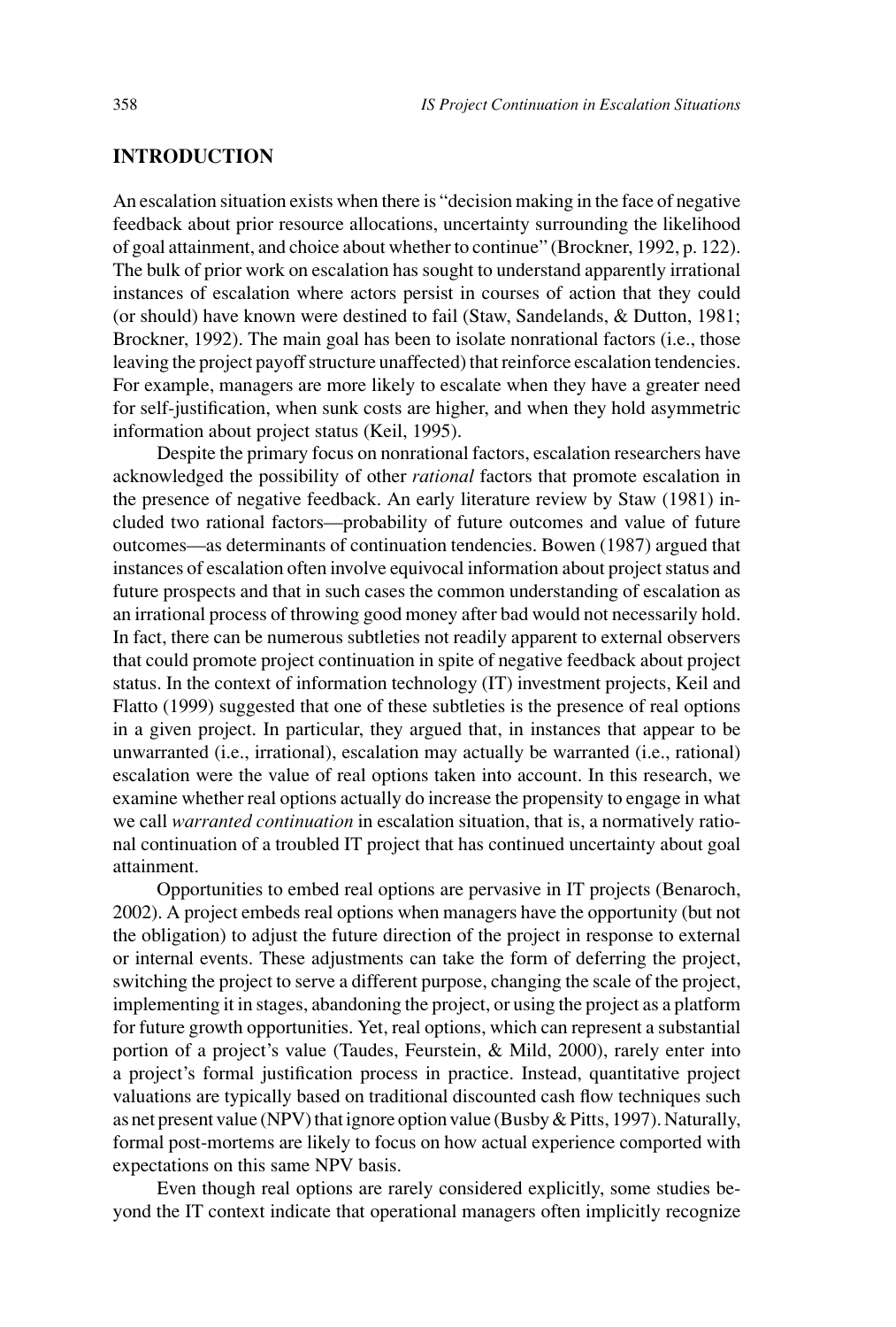## INTRODUCTION

An escalation situation exists when there is "decision making in the face of negative feedback about prior resource allocations, uncertainty surrounding the likelihood of goal attainment, and choice about whether to continue" (Brockner, 1992, p. 122). The bulk of prior work on escalation has sought to understand apparently irrational instances of escalation where actors persist in courses of action that they could (or should) have known were destined to fail (Staw, Sandelands, & Dutton, 1981; Brockner, 1992). The main goal has been to isolate nonrational factors (i.e., those leaving the project payoff structure unaffected) that reinforce escalation tendencies. For example, managers are more likely to escalate when they have a greater need for self-justification, when sunk costs are higher, and when they hold asymmetric information about project status (Keil, 1995).

Despite the primary focus on nonrational factors, escalation researchers have acknowledged the possibility of other *rational* factors that promote escalation in the presence of negative feedback. An early literature review by Staw (1981) included two rational factors—probability of future outcomes and value of future outcomes—as determinants of continuation tendencies. Bowen (1987) argued that instances of escalation often involve equivocal information about project status and future prospects and that in such cases the common understanding of escalation as an irrational process of throwing good money after bad would not necessarily hold. In fact, there can be numerous subtleties not readily apparent to external observers that could promote project continuation in spite of negative feedback about project status. In the context of information technology (IT) investment projects, Keil and Flatto (1999) suggested that one of these subtleties is the presence of real options in a given project. In particular, they argued that, in instances that appear to be unwarranted (i.e., irrational), escalation may actually be warranted (i.e., rational) escalation were the value of real options taken into account. In this research, we examine whether real options actually do increase the propensity to engage in what we call *warranted continuation* in escalation situation, that is, a normatively rational continuation of a troubled IT project that has continued uncertainty about goal attainment.

Opportunities to embed real options are pervasive in IT projects (Benaroch, 2002). A project embeds real options when managers have the opportunity (but not the obligation) to adjust the future direction of the project in response to external or internal events. These adjustments can take the form of deferring the project, switching the project to serve a different purpose, changing the scale of the project, implementing it in stages, abandoning the project, or using the project as a platform for future growth opportunities. Yet, real options, which can represent a substantial portion of a project's value (Taudes, Feurstein, & Mild, 2000), rarely enter into a project's formal justification process in practice. Instead, quantitative project valuations are typically based on traditional discounted cash flow techniques such as net present value (NPV) that ignore option value (Busby & Pitts, 1997). Naturally, formal post-mortems are likely to focus on how actual experience comported with expectations on this same NPV basis.

Even though real options are rarely considered explicitly, some studies beyond the IT context indicate that operational managers often implicitly recognize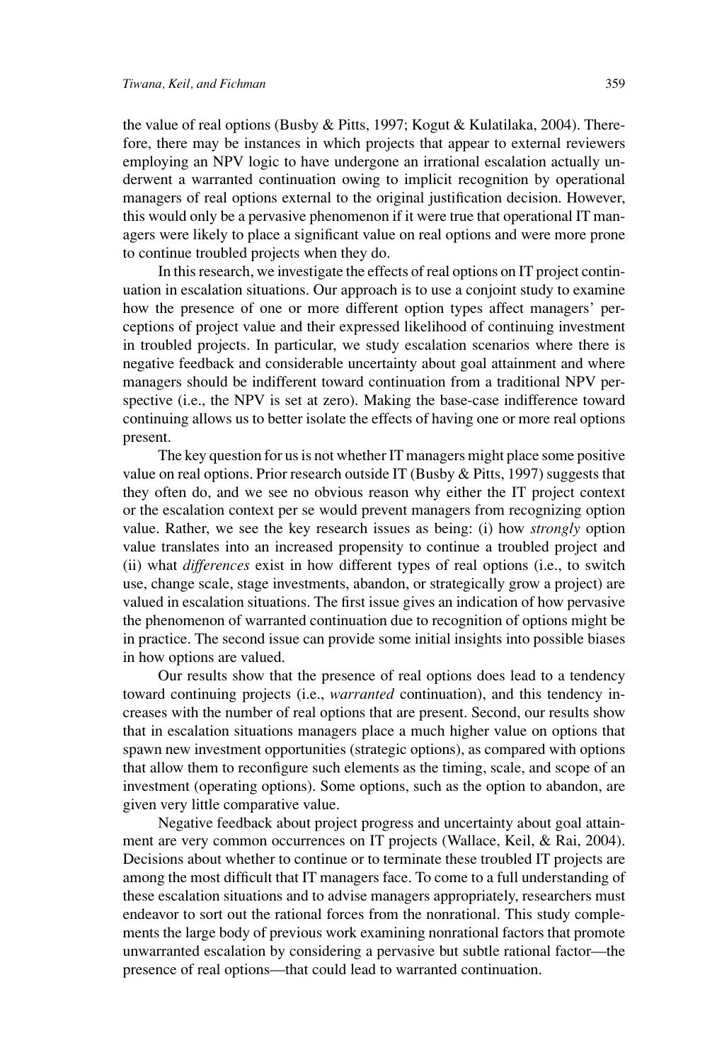the value of real options (Busby & Pitts, 1997; Kogut & Kulatilaka, 2004). Therefore, there may be instances in which projects that appear to external reviewers employing an NPV logic to have undergone an irrational escalation actually underwent a warranted continuation owing to implicit recognition by operational managers of real options external to the original justification decision. However, this would only be a pervasive phenomenon if it were true that operational IT managers were likely to place a significant value on real options and were more prone to continue troubled projects when they do.

In this research, we investigate the effects of real options on IT project continuation in escalation situations. Our approach is to use a conjoint study to examine how the presence of one or more different option types affect managers' perceptions of project value and their expressed likelihood of continuing investment in troubled projects. In particular, we study escalation scenarios where there is negative feedback and considerable uncertainty about goal attainment and where managers should be indifferent toward continuation from a traditional NPV perspective (i.e., the NPV is set at zero). Making the base-case indifference toward continuing allows us to better isolate the effects of having one or more real options present.

The key question for us is not whether IT managers might place some positive value on real options. Prior research outside IT (Busby & Pitts, 1997) suggests that they often do, and we see no obvious reason why either the IT project context or the escalation context per se would prevent managers from recognizing option value. Rather, we see the key research issues as being: (i) how *strongly* option value translates into an increased propensity to continue a troubled project and (ii) what *differences* exist in how different types of real options (i.e., to switch use, change scale, stage investments, abandon, or strategically grow a project) are valued in escalation situations. The first issue gives an indication of how pervasive the phenomenon of warranted continuation due to recognition of options might be in practice. The second issue can provide some initial insights into possible biases in how options are valued.

Our results show that the presence of real options does lead to a tendency toward continuing projects (i.e., *warranted* continuation), and this tendency increases with the number of real options that are present. Second, our results show that in escalation situations managers place a much higher value on options that spawn new investment opportunities (strategic options), as compared with options that allow them to reconfigure such elements as the timing, scale, and scope of an investment (operating options). Some options, such as the option to abandon, are given very little comparative value.

Negative feedback about project progress and uncertainty about goal attainment are very common occurrences on IT projects (Wallace, Keil, & Rai, 2004). Decisions about whether to continue or to terminate these troubled IT projects are among the most difficult that IT managers face. To come to a full understanding of these escalation situations and to advise managers appropriately, researchers must endeavor to sort out the rational forces from the nonrational. This study complements the large body of previous work examining nonrational factors that promote unwarranted escalation by considering a pervasive but subtle rational factor—the presence of real options—that could lead to warranted continuation.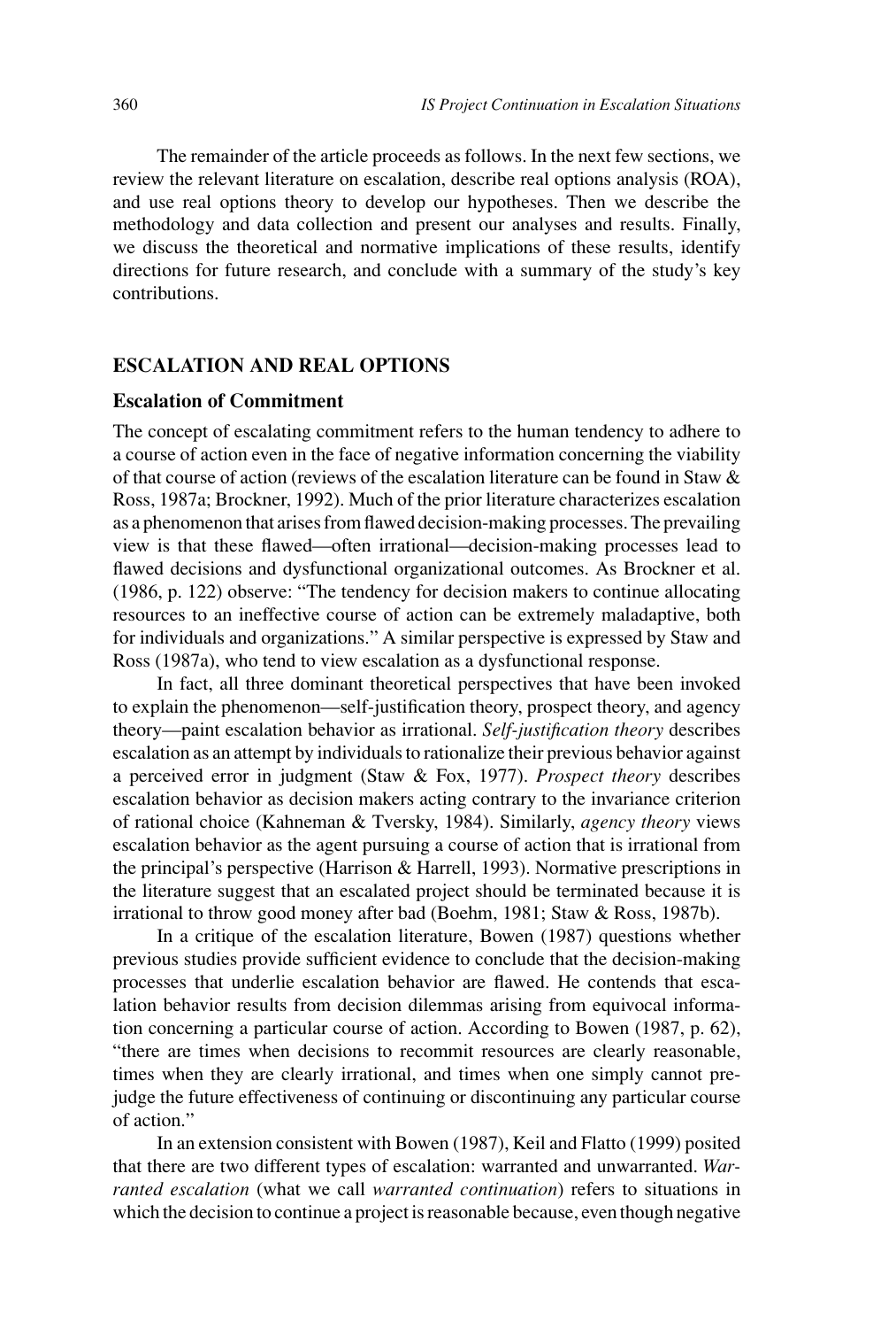The remainder of the article proceeds as follows. In the next few sections, we review the relevant literature on escalation, describe real options analysis (ROA), and use real options theory to develop our hypotheses. Then we describe the methodology and data collection and present our analyses and results. Finally, we discuss the theoretical and normative implications of these results, identify directions for future research, and conclude with a summary of the study's key contributions.

## ESCALATION AND REAL OPTIONS

### Escalation of Commitment

The concept of escalating commitment refers to the human tendency to adhere to a course of action even in the face of negative information concerning the viability of that course of action (reviews of the escalation literature can be found in Staw & Ross, 1987a; Brockner, 1992). Much of the prior literature characterizes escalation as a phenomenon that arises from flawed decision-making processes. The prevailing view is that these flawed—often irrational—decision-making processes lead to flawed decisions and dysfunctional organizational outcomes. As Brockner et al. (1986, p. 122) observe: "The tendency for decision makers to continue allocating resources to an ineffective course of action can be extremely maladaptive, both for individuals and organizations." A similar perspective is expressed by Staw and Ross (1987a), who tend to view escalation as a dysfunctional response.

In fact, all three dominant theoretical perspectives that have been invoked to explain the phenomenon—self-justification theory, prospect theory, and agency theory—paint escalation behavior as irrational. *Self-justification theory* describes escalation as an attempt by individuals to rationalize their previous behavior against a perceived error in judgment (Staw & Fox, 1977). *Prospect theory* describes escalation behavior as decision makers acting contrary to the invariance criterion of rational choice (Kahneman & Tversky, 1984). Similarly, *agency theory* views escalation behavior as the agent pursuing a course of action that is irrational from the principal's perspective (Harrison & Harrell, 1993). Normative prescriptions in the literature suggest that an escalated project should be terminated because it is irrational to throw good money after bad (Boehm, 1981; Staw & Ross, 1987b).

In a critique of the escalation literature, Bowen (1987) questions whether previous studies provide sufficient evidence to conclude that the decision-making processes that underlie escalation behavior are flawed. He contends that escalation behavior results from decision dilemmas arising from equivocal information concerning a particular course of action. According to Bowen (1987, p. 62), "there are times when decisions to recommit resources are clearly reasonable, times when they are clearly irrational, and times when one simply cannot prejudge the future effectiveness of continuing or discontinuing any particular course of action."

In an extension consistent with Bowen (1987), Keil and Flatto (1999) posited that there are two different types of escalation: warranted and unwarranted. *Warranted escalation* (what we call *warranted continuation*) refers to situations in which the decision to continue a project is reasonable because, even though negative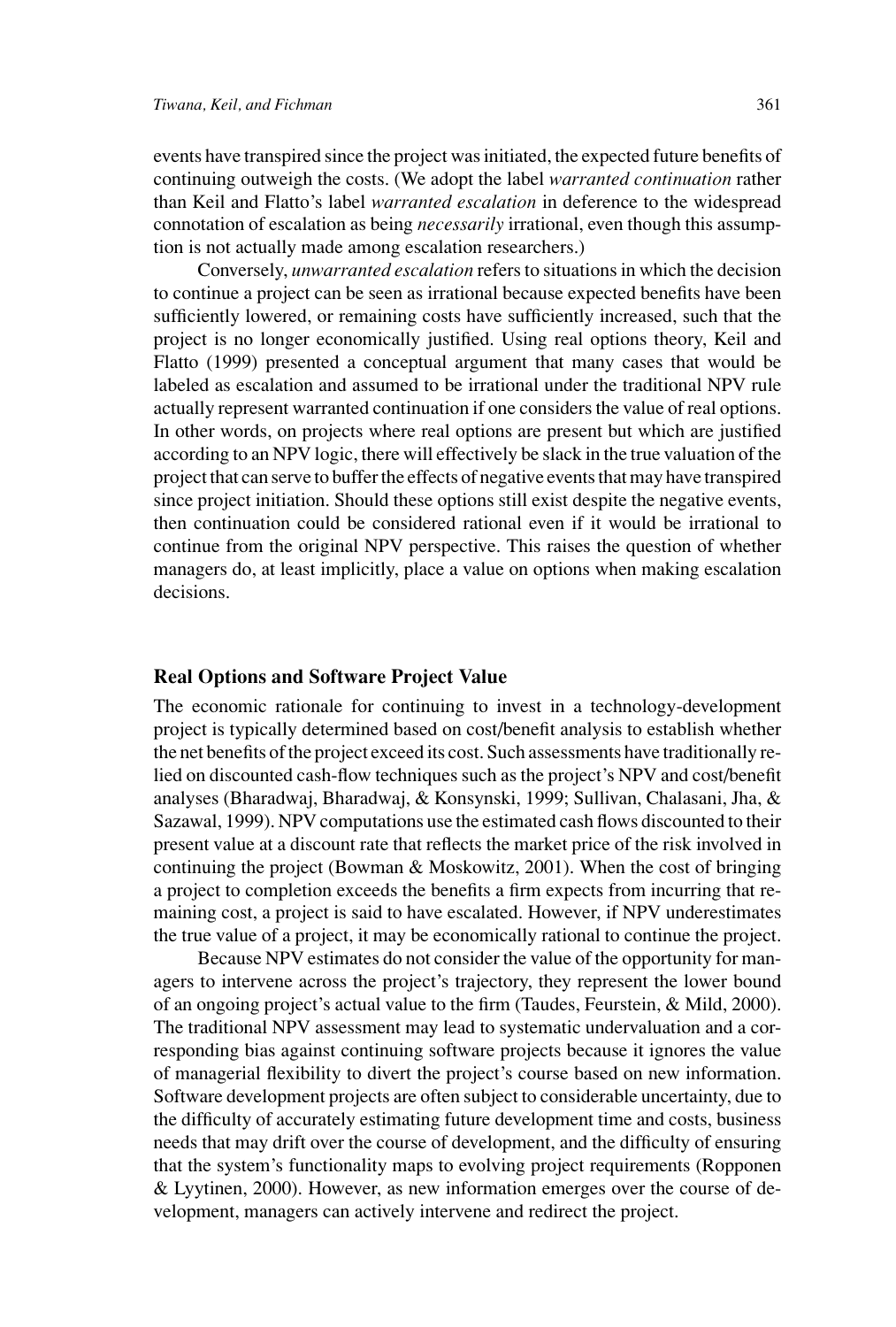events have transpired since the project was initiated, the expected future benefits of continuing outweigh the costs. (We adopt the label *warranted continuation* rather than Keil and Flatto's label *warranted escalation* in deference to the widespread connotation of escalation as being *necessarily* irrational, even though this assumption is not actually made among escalation researchers.)

Conversely, *unwarranted escalation* refers to situations in which the decision to continue a project can be seen as irrational because expected benefits have been sufficiently lowered, or remaining costs have sufficiently increased, such that the project is no longer economically justified. Using real options theory, Keil and Flatto (1999) presented a conceptual argument that many cases that would be labeled as escalation and assumed to be irrational under the traditional NPV rule actually represent warranted continuation if one considers the value of real options. In other words, on projects where real options are present but which are justified according to an NPV logic, there will effectively be slack in the true valuation of the project that can serve to buffer the effects of negative events that may have transpired since project initiation. Should these options still exist despite the negative events, then continuation could be considered rational even if it would be irrational to continue from the original NPV perspective. This raises the question of whether managers do, at least implicitly, place a value on options when making escalation decisions.

## Real Options and Software Project Value

The economic rationale for continuing to invest in a technology-development project is typically determined based on cost/benefit analysis to establish whether the net benefits of the project exceed its cost. Such assessments have traditionally relied on discounted cash-flow techniques such as the project's NPV and cost/benefit analyses (Bharadwaj, Bharadwaj, & Konsynski, 1999; Sullivan, Chalasani, Jha, & Sazawal, 1999). NPV computations use the estimated cash flows discounted to their present value at a discount rate that reflects the market price of the risk involved in continuing the project (Bowman & Moskowitz, 2001). When the cost of bringing a project to completion exceeds the benefits a firm expects from incurring that remaining cost, a project is said to have escalated. However, if NPV underestimates the true value of a project, it may be economically rational to continue the project.

Because NPV estimates do not consider the value of the opportunity for managers to intervene across the project's trajectory, they represent the lower bound of an ongoing project's actual value to the firm (Taudes, Feurstein, & Mild, 2000). The traditional NPV assessment may lead to systematic undervaluation and a corresponding bias against continuing software projects because it ignores the value of managerial flexibility to divert the project's course based on new information. Software development projects are often subject to considerable uncertainty, due to the difficulty of accurately estimating future development time and costs, business needs that may drift over the course of development, and the difficulty of ensuring that the system's functionality maps to evolving project requirements (Ropponen & Lyytinen, 2000). However, as new information emerges over the course of development, managers can actively intervene and redirect the project.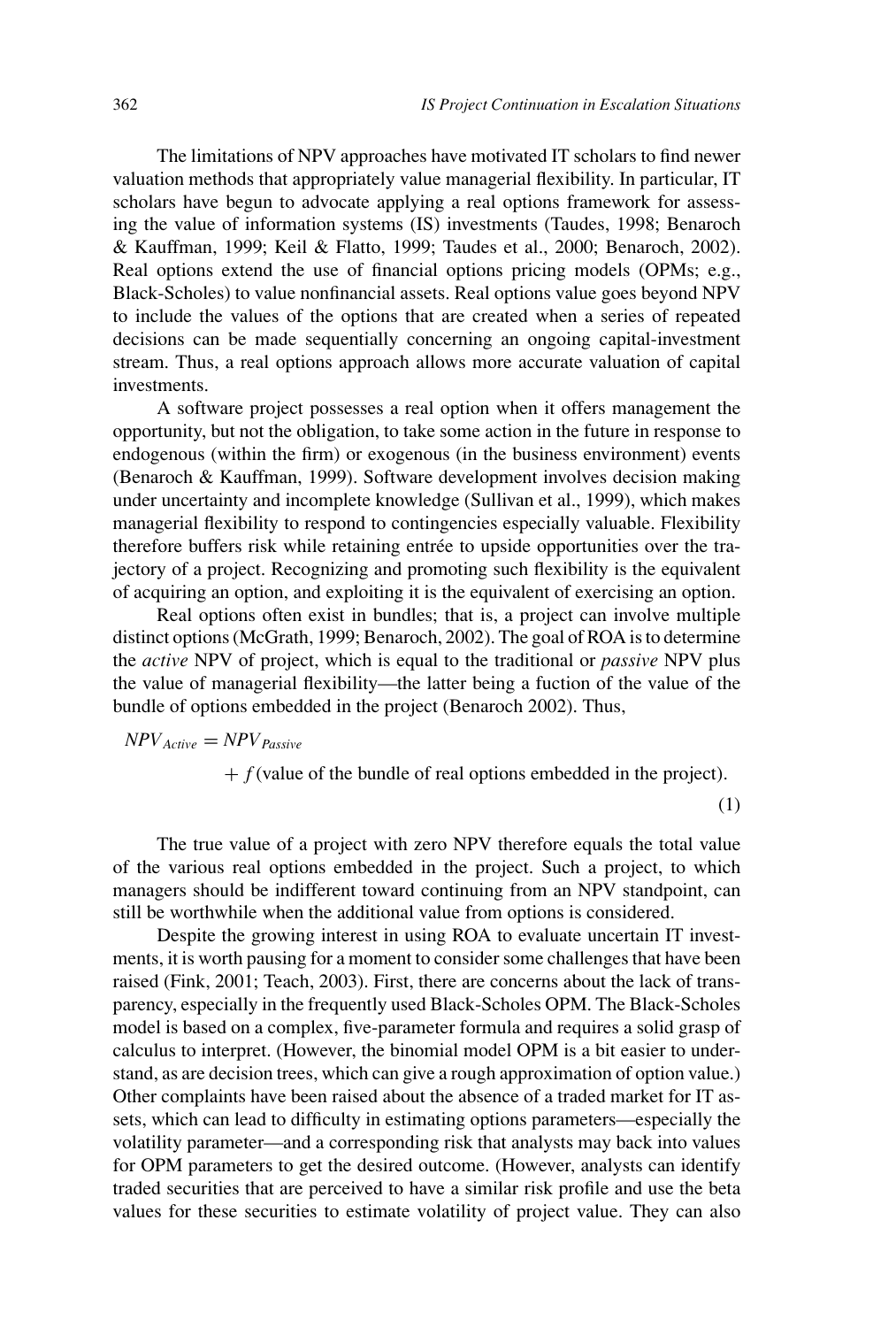The limitations of NPV approaches have motivated IT scholars to find newer valuation methods that appropriately value managerial flexibility. In particular, IT scholars have begun to advocate applying a real options framework for assessing the value of information systems (IS) investments (Taudes, 1998; Benaroch & Kauffman, 1999; Keil & Flatto, 1999; Taudes et al., 2000; Benaroch, 2002). Real options extend the use of financial options pricing models (OPMs; e.g., Black-Scholes) to value nonfinancial assets. Real options value goes beyond NPV to include the values of the options that are created when a series of repeated decisions can be made sequentially concerning an ongoing capital-investment stream. Thus, a real options approach allows more accurate valuation of capital investments.

A software project possesses a real option when it offers management the opportunity, but not the obligation, to take some action in the future in response to endogenous (within the firm) or exogenous (in the business environment) events (Benaroch & Kauffman, 1999). Software development involves decision making under uncertainty and incomplete knowledge (Sullivan et al., 1999), which makes managerial flexibility to respond to contingencies especially valuable. Flexibility therefore buffers risk while retaining entrée to upside opportunities over the trajectory of a project. Recognizing and promoting such flexibility is the equivalent of acquiring an option, and exploiting it is the equivalent of exercising an option.

Real options often exist in bundles; that is, a project can involve multiple distinct options (McGrath, 1999; Benaroch, 2002). The goal of ROA is to determine the *active* NPV of project, which is equal to the traditional or *passive* NPV plus the value of managerial flexibility—the latter being a fuction of the value of the bundle of options embedded in the project (Benaroch 2002). Thus,

$$NPV_{Active} = NPV_{Passive} + f(\text{value of the bundle of real options embedded in the project}). \quad (1)$$

The true value of a project with zero NPV therefore equals the total value of the various real options embedded in the project. Such a project, to which managers should be indifferent toward continuing from an NPV standpoint, can still be worthwhile when the additional value from options is considered.

Despite the growing interest in using ROA to evaluate uncertain IT investments, it is worth pausing for a moment to consider some challenges that have been raised (Fink, 2001; Teach, 2003). First, there are concerns about the lack of transparency, especially in the frequently used Black-Scholes OPM. The Black-Scholes model is based on a complex, five-parameter formula and requires a solid grasp of calculus to interpret. (However, the binomial model OPM is a bit easier to understand, as are decision trees, which can give a rough approximation of option value.) Other complaints have been raised about the absence of a traded market for IT assets, which can lead to difficulty in estimating options parameters—especially the volatility parameter—and a corresponding risk that analysts may back into values for OPM parameters to get the desired outcome. (However, analysts can identify traded securities that are perceived to have a similar risk profile and use the beta values for these securities to estimate volatility of project value. They can also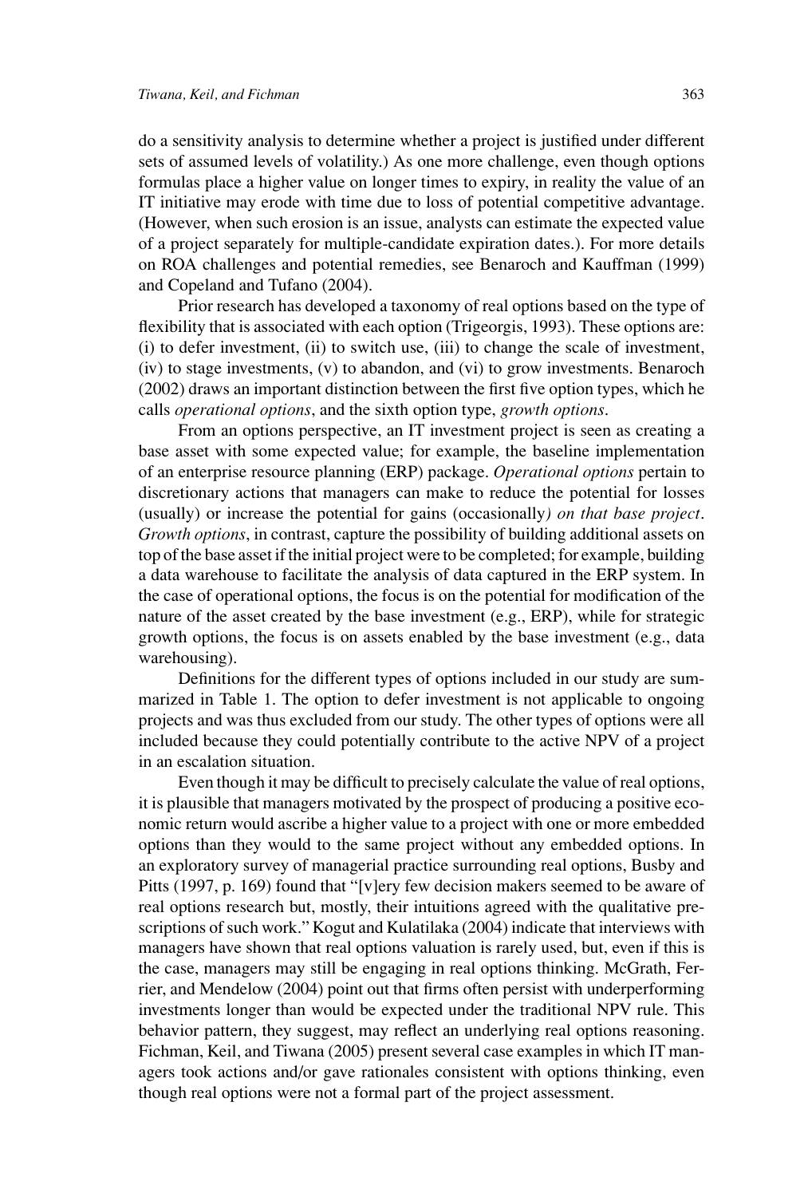do a sensitivity analysis to determine whether a project is justified under different sets of assumed levels of volatility.) As one more challenge, even though options formulas place a higher value on longer times to expiry, in reality the value of an IT initiative may erode with time due to loss of potential competitive advantage. (However, when such erosion is an issue, analysts can estimate the expected value of a project separately for multiple-candidate expiration dates.). For more details on ROA challenges and potential remedies, see Benaroch and Kauffman (1999) and Copeland and Tufano (2004).

Prior research has developed a taxonomy of real options based on the type of flexibility that is associated with each option (Trigeorgis, 1993). These options are: (i) to defer investment, (ii) to switch use, (iii) to change the scale of investment, (iv) to stage investments, (v) to abandon, and (vi) to grow investments. Benaroch (2002) draws an important distinction between the first five option types, which he calls *operational options*, and the sixth option type, *growth options*.

From an options perspective, an IT investment project is seen as creating a base asset with some expected value; for example, the baseline implementation of an enterprise resource planning (ERP) package. *Operational options* pertain to discretionary actions that managers can make to reduce the potential for losses (usually) or increase the potential for gains (occasionally*) on that base project*. *Growth options*, in contrast, capture the possibility of building additional assets on top of the base asset if the initial project were to be completed; for example, building a data warehouse to facilitate the analysis of data captured in the ERP system. In the case of operational options, the focus is on the potential for modification of the nature of the asset created by the base investment (e.g., ERP), while for strategic growth options, the focus is on assets enabled by the base investment (e.g., data warehousing).

Definitions for the different types of options included in our study are summarized in Table 1. The option to defer investment is not applicable to ongoing projects and was thus excluded from our study. The other types of options were all included because they could potentially contribute to the active NPV of a project in an escalation situation.

Even though it may be difficult to precisely calculate the value of real options, it is plausible that managers motivated by the prospect of producing a positive economic return would ascribe a higher value to a project with one or more embedded options than they would to the same project without any embedded options. In an exploratory survey of managerial practice surrounding real options, Busby and Pitts (1997, p. 169) found that "[v]ery few decision makers seemed to be aware of real options research but, mostly, their intuitions agreed with the qualitative prescriptions of such work." Kogut and Kulatilaka (2004) indicate that interviews with managers have shown that real options valuation is rarely used, but, even if this is the case, managers may still be engaging in real options thinking. McGrath, Ferrier, and Mendelow (2004) point out that firms often persist with underperforming investments longer than would be expected under the traditional NPV rule. This behavior pattern, they suggest, may reflect an underlying real options reasoning. Fichman, Keil, and Tiwana (2005) present several case examples in which IT managers took actions and/or gave rationales consistent with options thinking, even though real options were not a formal part of the project assessment.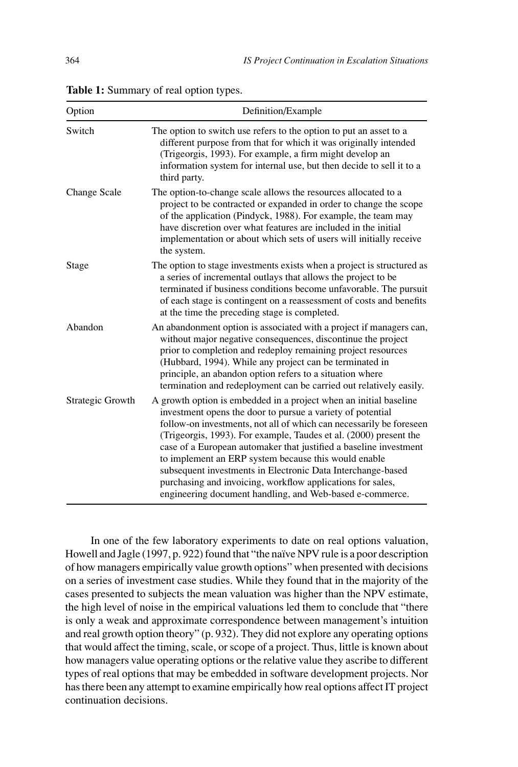**Table 1:** Summary of real option types.

| Option | Definition/Example |
|---|---|
| Switch | The option to switch use refers to the option to put an asset to a different purpose from that for which it was originally intended (Trigeorgis, 1993). For example, a firm might develop an information system for internal use, but then decide to sell it to a third party. |
| Change Scale | The option-to-change scale allows the resources allocated to a project to be contracted or expanded in order to change the scope of the application (Pindyck, 1988). For example, the team may have discretion over what features are included in the initial implementation or about which sets of users will initially receive the system. |
| Stage | The option to stage investments exists when a project is structured as a series of incremental outlays that allows the project to be terminated if business conditions become unfavorable. The pursuit of each stage is contingent on a reassessment of costs and benefits at the time the preceding stage is completed. |
| Abandon | An abandonment option is associated with a project if managers can, without major negative consequences, discontinue the project prior to completion and redeploy remaining project resources (Hubbard, 1994). While any project can be terminated in principle, an abandon option refers to a situation where termination and redeployment can be carried out relatively easily. |
| Strategic Growth | A growth option is embedded in a project when an initial baseline investment opens the door to pursue a variety of potential follow-on investments, not all of which can necessarily be foreseen (Trigeorgis, 1993). For example, Taudes et al. (2000) present the case of a European automaker that justified a baseline investment to implement an ERP system because this would enable subsequent investments in Electronic Data Interchange-based purchasing and invoicing, workflow applications for sales, engineering document handling, and Web-based e-commerce. |

In one of the few laboratory experiments to date on real options valuation, Howell and Jagle (1997, p. 922) found that "the naïve NPV rule is a poor description of how managers empirically value growth options" when presented with decisions on a series of investment case studies. While they found that in the majority of the cases presented to subjects the mean valuation was higher than the NPV estimate, the high level of noise in the empirical valuations led them to conclude that "there is only a weak and approximate correspondence between management's intuition and real growth option theory" (p. 932). They did not explore any operating options that would affect the timing, scale, or scope of a project. Thus, little is known about how managers value operating options or the relative value they ascribe to different types of real options that may be embedded in software development projects. Nor has there been any attempt to examine empirically how real options affect IT project continuation decisions.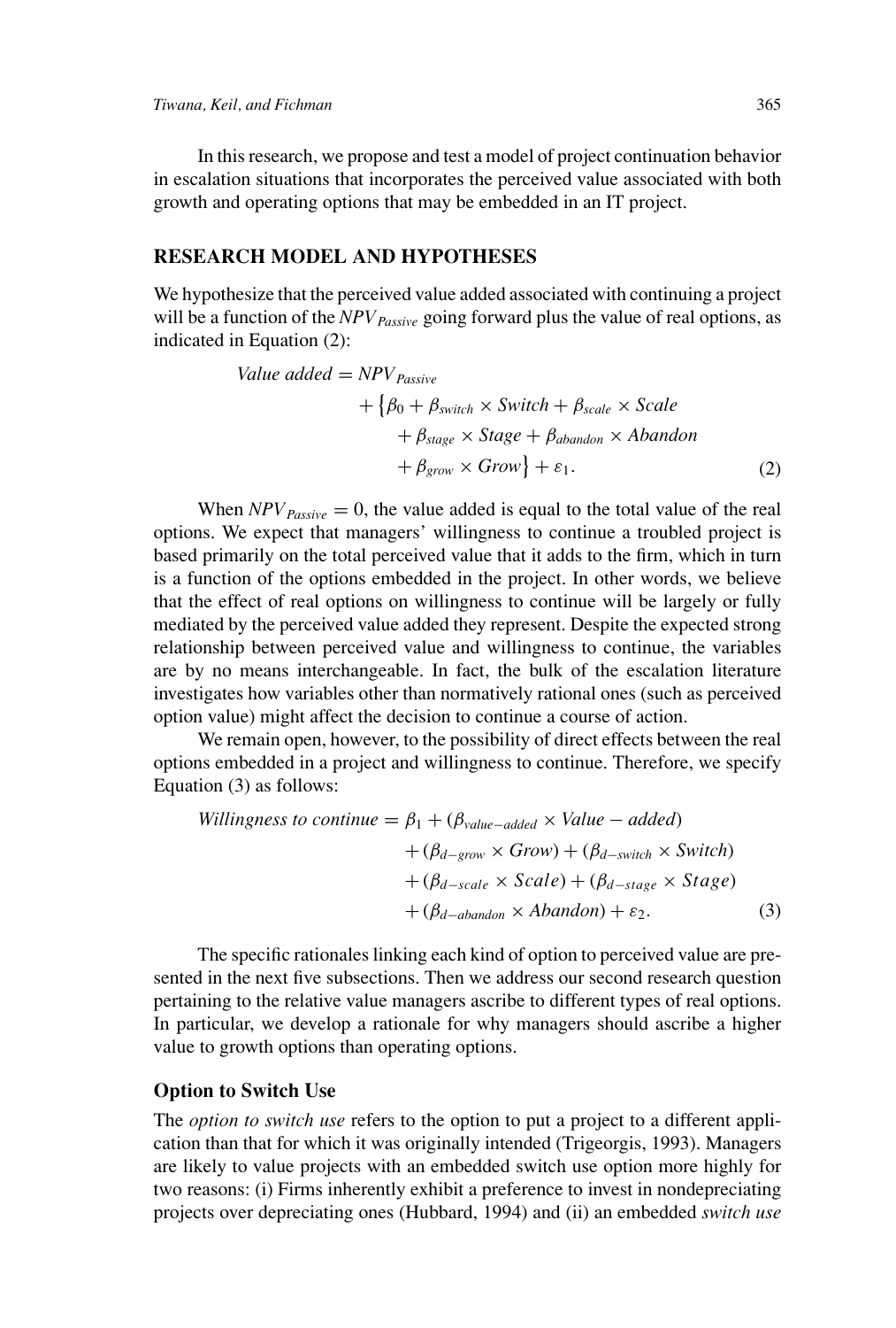In this research, we propose and test a model of project continuation behavior in escalation situations that incorporates the perceived value associated with both growth and operating options that may be embedded in an IT project.

## RESEARCH MODEL AND HYPOTHESES

We hypothesize that the perceived value added associated with continuing a project will be a function of the $NPV_{Passive}$ going forward plus the value of real options, as indicated in Equation (2):

$$
\begin{aligned}
\textit{Value added} = NPV_{Passive} & \\
+ \{\beta_0 + \beta_{switch} \times \textit{Switch} + \beta_{scale} \times \textit{Scale} & \\
+ \beta_{stage} \times \textit{Stage} + \beta_{abandon} \times \textit{Abandon} & \\
+ \beta_{grow} \times \textit{Grow}\} + \varepsilon_1. & \quad (2)
\end{aligned}
$$

When $NPV_{Passive} = 0$, the value added is equal to the total value of the real options. We expect that managers' willingness to continue a troubled project is based primarily on the total perceived value that it adds to the firm, which in turn is a function of the options embedded in the project. In other words, we believe that the effect of real options on willingness to continue will be largely or fully mediated by the perceived value added they represent. Despite the expected strong relationship between perceived value and willingness to continue, the variables are by no means interchangeable. In fact, the bulk of the escalation literature investigates how variables other than normatively rational ones (such as perceived option value) might affect the decision to continue a course of action.

We remain open, however, to the possibility of direct effects between the real options embedded in a project and willingness to continue. Therefore, we specify Equation (3) as follows:

$$
\begin{aligned}
\textit{Willingness to continue} = \beta_1 + (\beta_{value-added} \times \textit{Value} - \textit{added}) & \\
+ (\beta_{d-grow} \times \textit{Grow}) + (\beta_{d-switch} \times \textit{Switch}) & \\
+ (\beta_{d-scale} \times \textit{Scale}) + (\beta_{d-stage} \times \textit{Stage}) & \\
+ (\beta_{d-abandon} \times \textit{Abandon}) + \varepsilon_2. & \quad (3)
\end{aligned}
$$

The specific rationales linking each kind of option to perceived value are presented in the next five subsections. Then we address our second research question pertaining to the relative value managers ascribe to different types of real options. In particular, we develop a rationale for why managers should ascribe a higher value to growth options than operating options.

### Option to Switch Use

The *option to switch use* refers to the option to put a project to a different application than that for which it was originally intended (Trigeorgis, 1993). Managers are likely to value projects with an embedded switch use option more highly for two reasons: (i) Firms inherently exhibit a preference to invest in nondepreciating projects over depreciating ones (Hubbard, 1994) and (ii) an embedded *switch use*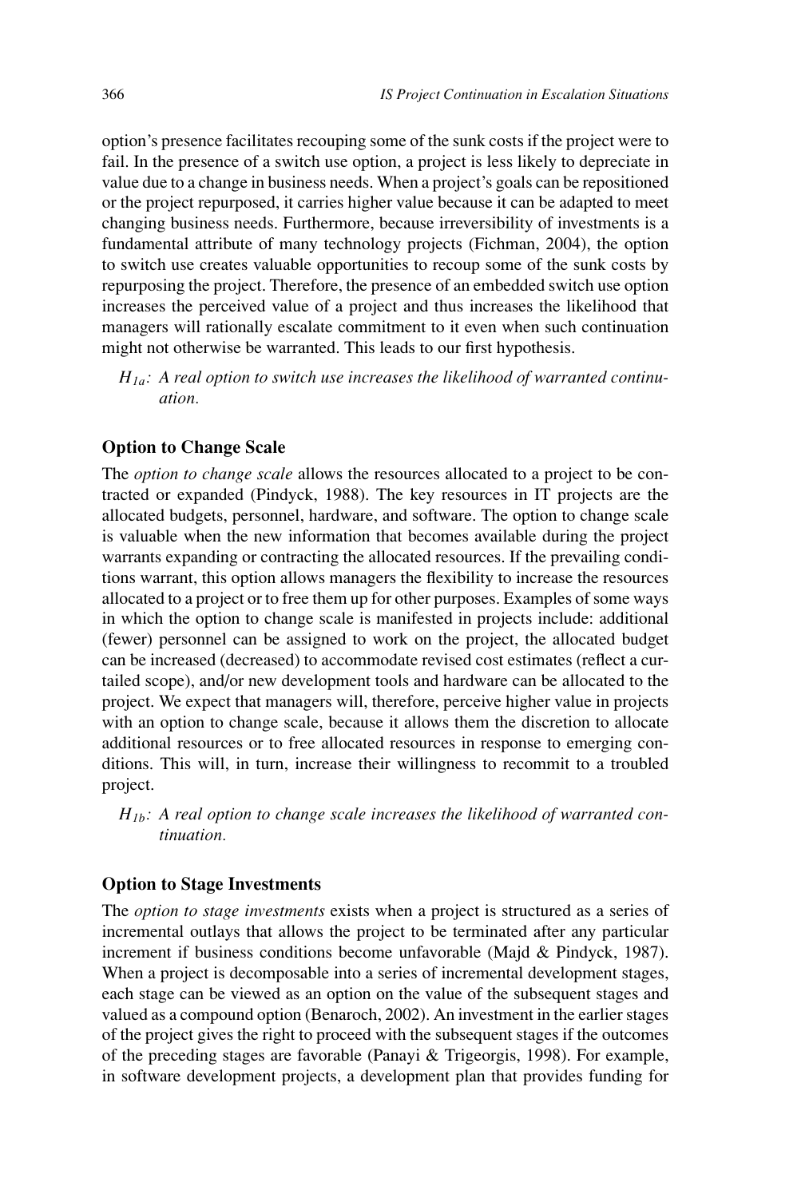option's presence facilitates recouping some of the sunk costs if the project were to fail. In the presence of a switch use option, a project is less likely to depreciate in value due to a change in business needs. When a project's goals can be repositioned or the project repurposed, it carries higher value because it can be adapted to meet changing business needs. Furthermore, because irreversibility of investments is a fundamental attribute of many technology projects (Fichman, 2004), the option to switch use creates valuable opportunities to recoup some of the sunk costs by repurposing the project. Therefore, the presence of an embedded switch use option increases the perceived value of a project and thus increases the likelihood that managers will rationally escalate commitment to it even when such continuation might not otherwise be warranted. This leads to our first hypothesis.

> $H_{1a}$: *A real option to switch use increases the likelihood of warranted continuation.*

## Option to Change Scale

The *option to change scale* allows the resources allocated to a project to be contracted or expanded (Pindyck, 1988). The key resources in IT projects are the allocated budgets, personnel, hardware, and software. The option to change scale is valuable when the new information that becomes available during the project warrants expanding or contracting the allocated resources. If the prevailing conditions warrant, this option allows managers the flexibility to increase the resources allocated to a project or to free them up for other purposes. Examples of some ways in which the option to change scale is manifested in projects include: additional (fewer) personnel can be assigned to work on the project, the allocated budget can be increased (decreased) to accommodate revised cost estimates (reflect a curtailed scope), and/or new development tools and hardware can be allocated to the project. We expect that managers will, therefore, perceive higher value in projects with an option to change scale, because it allows them the discretion to allocate additional resources or to free allocated resources in response to emerging conditions. This will, in turn, increase their willingness to recommit to a troubled project.

> $H_{1b}$: *A real option to change scale increases the likelihood of warranted continuation.*

## Option to Stage Investments

The *option to stage investments* exists when a project is structured as a series of incremental outlays that allows the project to be terminated after any particular increment if business conditions become unfavorable (Majd & Pindyck, 1987). When a project is decomposable into a series of incremental development stages, each stage can be viewed as an option on the value of the subsequent stages and valued as a compound option (Benaroch, 2002). An investment in the earlier stages of the project gives the right to proceed with the subsequent stages if the outcomes of the preceding stages are favorable (Panayi & Trigeorgis, 1998). For example, in software development projects, a development plan that provides funding for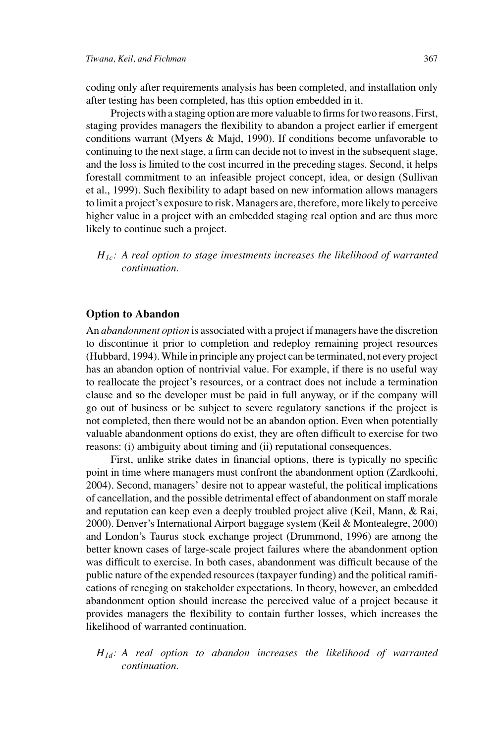coding only after requirements analysis has been completed, and installation only after testing has been completed, has this option embedded in it.

Projects with a staging option are more valuable to firms for two reasons. First, staging provides managers the flexibility to abandon a project earlier if emergent conditions warrant (Myers & Majd, 1990). If conditions become unfavorable to continuing to the next stage, a firm can decide not to invest in the subsequent stage, and the loss is limited to the cost incurred in the preceding stages. Second, it helps forestall commitment to an infeasible project concept, idea, or design (Sullivan et al., 1999). Such flexibility to adapt based on new information allows managers to limit a project's exposure to risk. Managers are, therefore, more likely to perceive higher value in a project with an embedded staging real option and are thus more likely to continue such a project.

> *$H_{1c}$: A real option to stage investments increases the likelihood of warranted continuation.*

### Option to Abandon

An *abandonment option* is associated with a project if managers have the discretion to discontinue it prior to completion and redeploy remaining project resources (Hubbard, 1994). While in principle any project can be terminated, not every project has an abandon option of nontrivial value. For example, if there is no useful way to reallocate the project's resources, or a contract does not include a termination clause and so the developer must be paid in full anyway, or if the company will go out of business or be subject to severe regulatory sanctions if the project is not completed, then there would not be an abandon option. Even when potentially valuable abandonment options do exist, they are often difficult to exercise for two reasons: (i) ambiguity about timing and (ii) reputational consequences.

First, unlike strike dates in financial options, there is typically no specific point in time where managers must confront the abandonment option (Zardkoohi, 2004). Second, managers' desire not to appear wasteful, the political implications of cancellation, and the possible detrimental effect of abandonment on staff morale and reputation can keep even a deeply troubled project alive (Keil, Mann, & Rai, 2000). Denver's International Airport baggage system (Keil & Montealegre, 2000) and London's Taurus stock exchange project (Drummond, 1996) are among the better known cases of large-scale project failures where the abandonment option was difficult to exercise. In both cases, abandonment was difficult because of the public nature of the expended resources (taxpayer funding) and the political ramifications of reneging on stakeholder expectations. In theory, however, an embedded abandonment option should increase the perceived value of a project because it provides managers the flexibility to contain further losses, which increases the likelihood of warranted continuation.

> *$H_{1d}$: A real option to abandon increases the likelihood of warranted continuation.*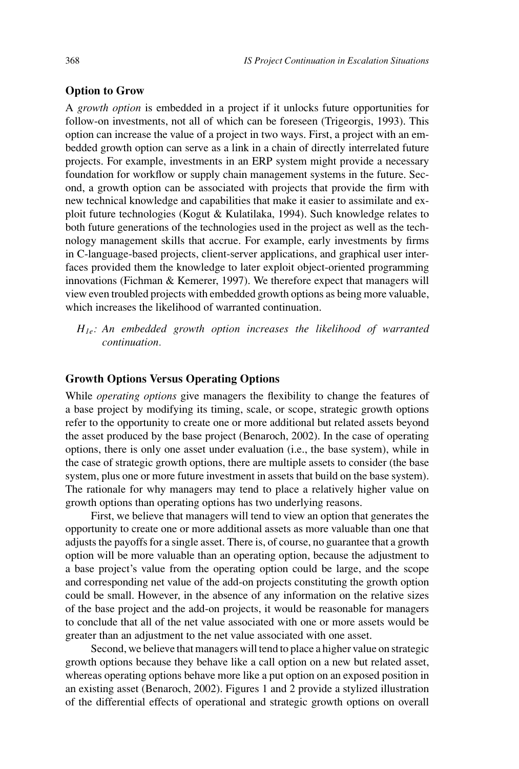### Option to Grow

A *growth option* is embedded in a project if it unlocks future opportunities for follow-on investments, not all of which can be foreseen (Trigeorgis, 1993). This option can increase the value of a project in two ways. First, a project with an embedded growth option can serve as a link in a chain of directly interrelated future projects. For example, investments in an ERP system might provide a necessary foundation for workflow or supply chain management systems in the future. Second, a growth option can be associated with projects that provide the firm with new technical knowledge and capabilities that make it easier to assimilate and exploit future technologies (Kogut & Kulatilaka, 1994). Such knowledge relates to both future generations of the technologies used in the project as well as the technology management skills that accrue. For example, early investments by firms in C-language-based projects, client-server applications, and graphical user interfaces provided them the knowledge to later exploit object-oriented programming innovations (Fichman & Kemerer, 1997). We therefore expect that managers will view even troubled projects with embedded growth options as being more valuable, which increases the likelihood of warranted continuation.

> $H_{1e}$: *An embedded growth option increases the likelihood of warranted continuation.*

### Growth Options Versus Operating Options

While *operating options* give managers the flexibility to change the features of a base project by modifying its timing, scale, or scope, strategic growth options refer to the opportunity to create one or more additional but related assets beyond the asset produced by the base project (Benaroch, 2002). In the case of operating options, there is only one asset under evaluation (i.e., the base system), while in the case of strategic growth options, there are multiple assets to consider (the base system, plus one or more future investment in assets that build on the base system). The rationale for why managers may tend to place a relatively higher value on growth options than operating options has two underlying reasons.

First, we believe that managers will tend to view an option that generates the opportunity to create one or more additional assets as more valuable than one that adjusts the payoffs for a single asset. There is, of course, no guarantee that a growth option will be more valuable than an operating option, because the adjustment to a base project's value from the operating option could be large, and the scope and corresponding net value of the add-on projects constituting the growth option could be small. However, in the absence of any information on the relative sizes of the base project and the add-on projects, it would be reasonable for managers to conclude that all of the net value associated with one or more assets would be greater than an adjustment to the net value associated with one asset.

Second, we believe that managers will tend to place a higher value on strategic growth options because they behave like a call option on a new but related asset, whereas operating options behave more like a put option on an exposed position in an existing asset (Benaroch, 2002). Figures 1 and 2 provide a stylized illustration of the differential effects of operational and strategic growth options on overall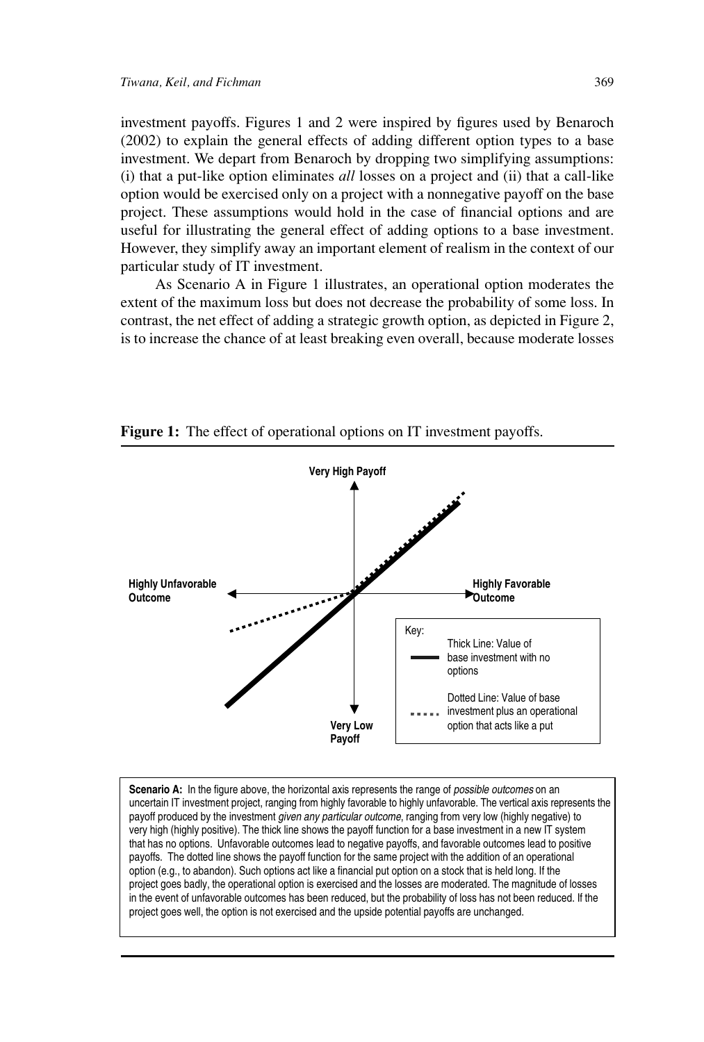investment payoffs. Figures 1 and 2 were inspired by figures used by Benaroch (2002) to explain the general effects of adding different option types to a base investment. We depart from Benaroch by dropping two simplifying assumptions: (i) that a put-like option eliminates *all* losses on a project and (ii) that a call-like option would be exercised only on a project with a nonnegative payoff on the base project. These assumptions would hold in the case of financial options and are useful for illustrating the general effect of adding options to a base investment. However, they simplify away an important element of realism in the context of our particular study of IT investment.

As Scenario A in Figure 1 illustrates, an operational option moderates the extent of the maximum loss but does not decrease the probability of some loss. In contrast, the net effect of adding a strategic growth option, as depicted in Figure 2, is to increase the chance of at least breaking even overall, because moderate losses

**Figure 1:** The effect of operational options on IT investment payoffs.

Very High Payoff

Highly Unfavorable Outcome

Highly Favorable Outcome

Very Low Payoff

Key:

Thick Line: Value of base investment with no options

Dotted Line: Value of base investment plus an operational option that acts like a put

**Scenario A:** In the figure above, the horizontal axis represents the range of *possible outcomes* on an uncertain IT investment project, ranging from highly favorable to highly unfavorable. The vertical axis represents the payoff produced by the investment *given any particular outcome*, ranging from very low (highly negative) to very high (highly positive). The thick line shows the payoff function for a base investment in a new IT system that has no options. Unfavorable outcomes lead to negative payoffs, and favorable outcomes lead to positive payoffs. The dotted line shows the payoff function for the same project with the addition of an operational option (e.g., to abandon). Such options act like a financial put option on a stock that is held long. If the project goes badly, the operational option is exercised and the losses are moderated. The magnitude of losses in the event of unfavorable outcomes has been reduced, but the probability of loss has not been reduced. If the project goes well, the option is not exercised and the upside potential payoffs are unchanged.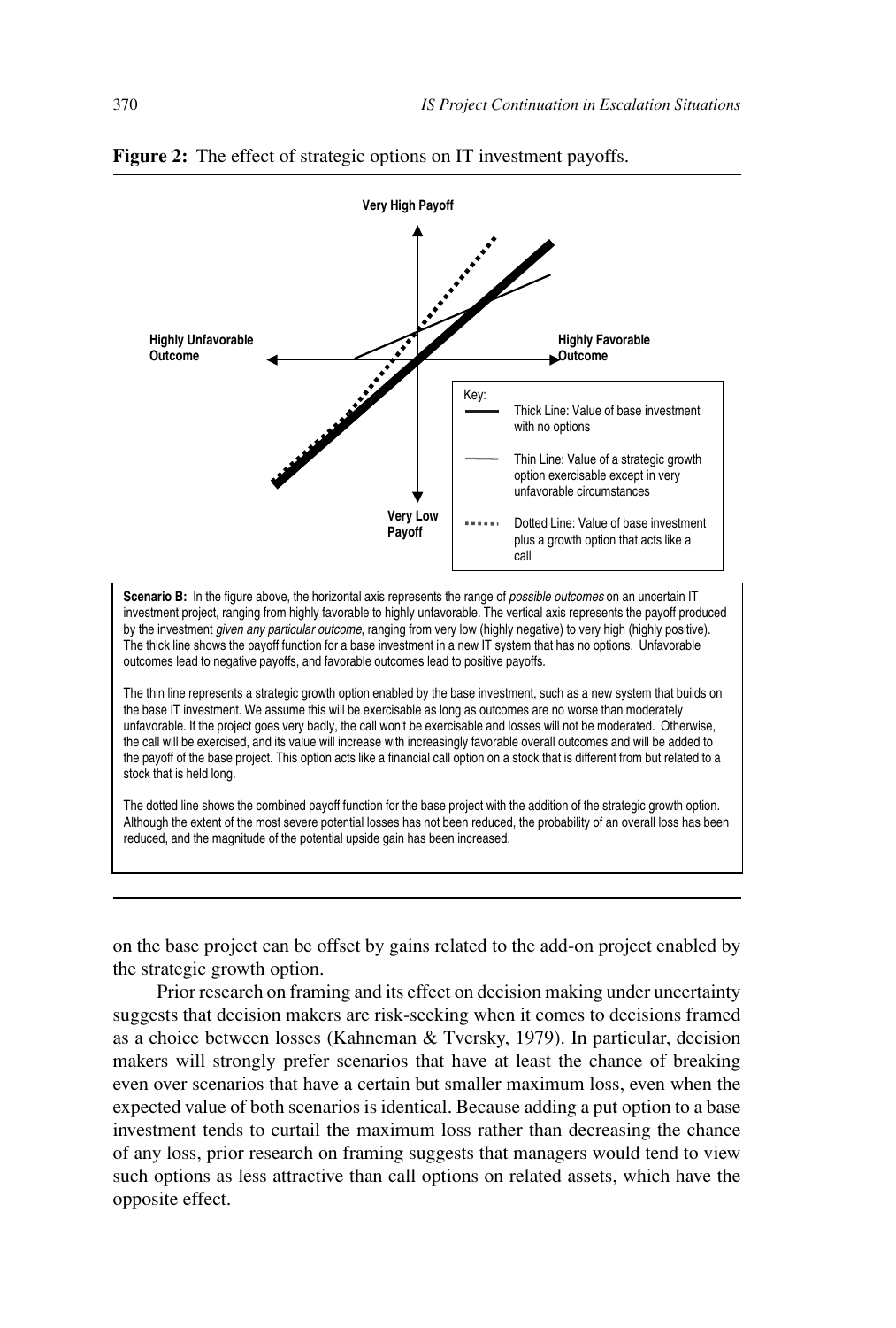**Figure 2:** The effect of strategic options on IT investment payoffs.

Very High Payoff

Highly Unfavorable Outcome

Highly Favorable Outcome

Very Low Payoff

Key:

- Thick Line: Value of base investment with no options
- Thin Line: Value of a strategic growth option exercisable except in very unfavorable circumstances
- Dotted Line: Value of base investment plus a growth option that acts like a call

**Scenario B:** In the figure above, the horizontal axis represents the range of *possible outcomes* on an uncertain IT investment project, ranging from highly favorable to highly unfavorable. The vertical axis represents the payoff produced by the investment *given any particular outcome*, ranging from very low (highly negative) to very high (highly positive). The thick line shows the payoff function for a base investment in a new IT system that has no options. Unfavorable outcomes lead to negative payoffs, and favorable outcomes lead to positive payoffs.

The thin line represents a strategic growth option enabled by the base investment, such as a new system that builds on the base IT investment. We assume this will be exercisable as long as outcomes are no worse than moderately unfavorable. If the project goes very badly, the call won't be exercisable and losses will not be moderated. Otherwise, the call will be exercised, and its value will increase with increasingly favorable overall outcomes and will be added to the payoff of the base project. This option acts like a financial call option on a stock that is different from but related to a stock that is held long.

The dotted line shows the combined payoff function for the base project with the addition of the strategic growth option. Although the extent of the most severe potential losses has not been reduced, the probability of an overall loss has been reduced, and the magnitude of the potential upside gain has been increased.

on the base project can be offset by gains related to the add-on project enabled by the strategic growth option.

Prior research on framing and its effect on decision making under uncertainty suggests that decision makers are risk-seeking when it comes to decisions framed as a choice between losses (Kahneman & Tversky, 1979). In particular, decision makers will strongly prefer scenarios that have at least the chance of breaking even over scenarios that have a certain but smaller maximum loss, even when the expected value of both scenarios is identical. Because adding a put option to a base investment tends to curtail the maximum loss rather than decreasing the chance of any loss, prior research on framing suggests that managers would tend to view such options as less attractive than call options on related assets, which have the opposite effect.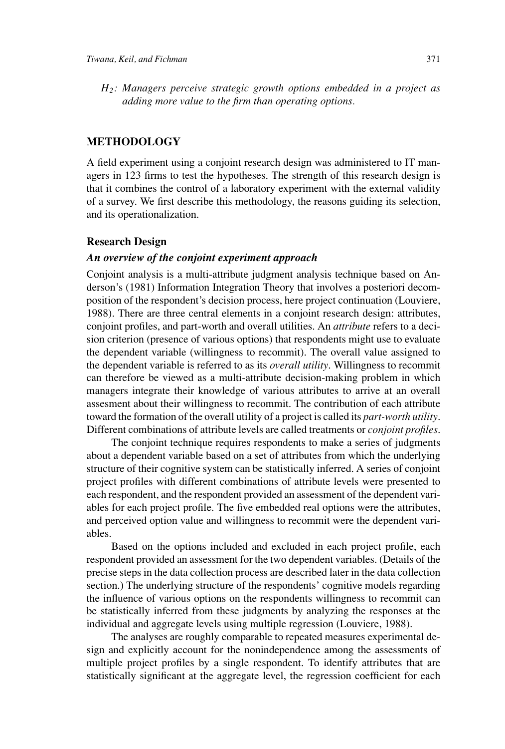*$H_2$: Managers perceive strategic growth options embedded in a project as adding more value to the firm than operating options.*

## METHODOLOGY

A field experiment using a conjoint research design was administered to IT managers in 123 firms to test the hypotheses. The strength of this research design is that it combines the control of a laboratory experiment with the external validity of a survey. We first describe this methodology, the reasons guiding its selection, and its operationalization.

### Research Design

#### *An overview of the conjoint experiment approach*

Conjoint analysis is a multi-attribute judgment analysis technique based on Anderson's (1981) Information Integration Theory that involves a posteriori decomposition of the respondent's decision process, here project continuation (Louviere, 1988). There are three central elements in a conjoint research design: attributes, conjoint profiles, and part-worth and overall utilities. An *attribute* refers to a decision criterion (presence of various options) that respondents might use to evaluate the dependent variable (willingness to recommit). The overall value assigned to the dependent variable is referred to as its *overall utility*. Willingness to recommit can therefore be viewed as a multi-attribute decision-making problem in which managers integrate their knowledge of various attributes to arrive at an overall assesment about their willingness to recommit. The contribution of each attribute toward the formation of the overall utility of a project is called its *part-worth utility*. Different combinations of attribute levels are called treatments or *conjoint profiles*.

The conjoint technique requires respondents to make a series of judgments about a dependent variable based on a set of attributes from which the underlying structure of their cognitive system can be statistically inferred. A series of conjoint project profiles with different combinations of attribute levels were presented to each respondent, and the respondent provided an assessment of the dependent variables for each project profile. The five embedded real options were the attributes, and perceived option value and willingness to recommit were the dependent variables.

Based on the options included and excluded in each project profile, each respondent provided an assessment for the two dependent variables. (Details of the precise steps in the data collection process are described later in the data collection section.) The underlying structure of the respondents' cognitive models regarding the influence of various options on the respondents willingness to recommit can be statistically inferred from these judgments by analyzing the responses at the individual and aggregate levels using multiple regression (Louviere, 1988).

The analyses are roughly comparable to repeated measures experimental design and explicitly account for the nonindependence among the assessments of multiple project profiles by a single respondent. To identify attributes that are statistically significant at the aggregate level, the regression coefficient for each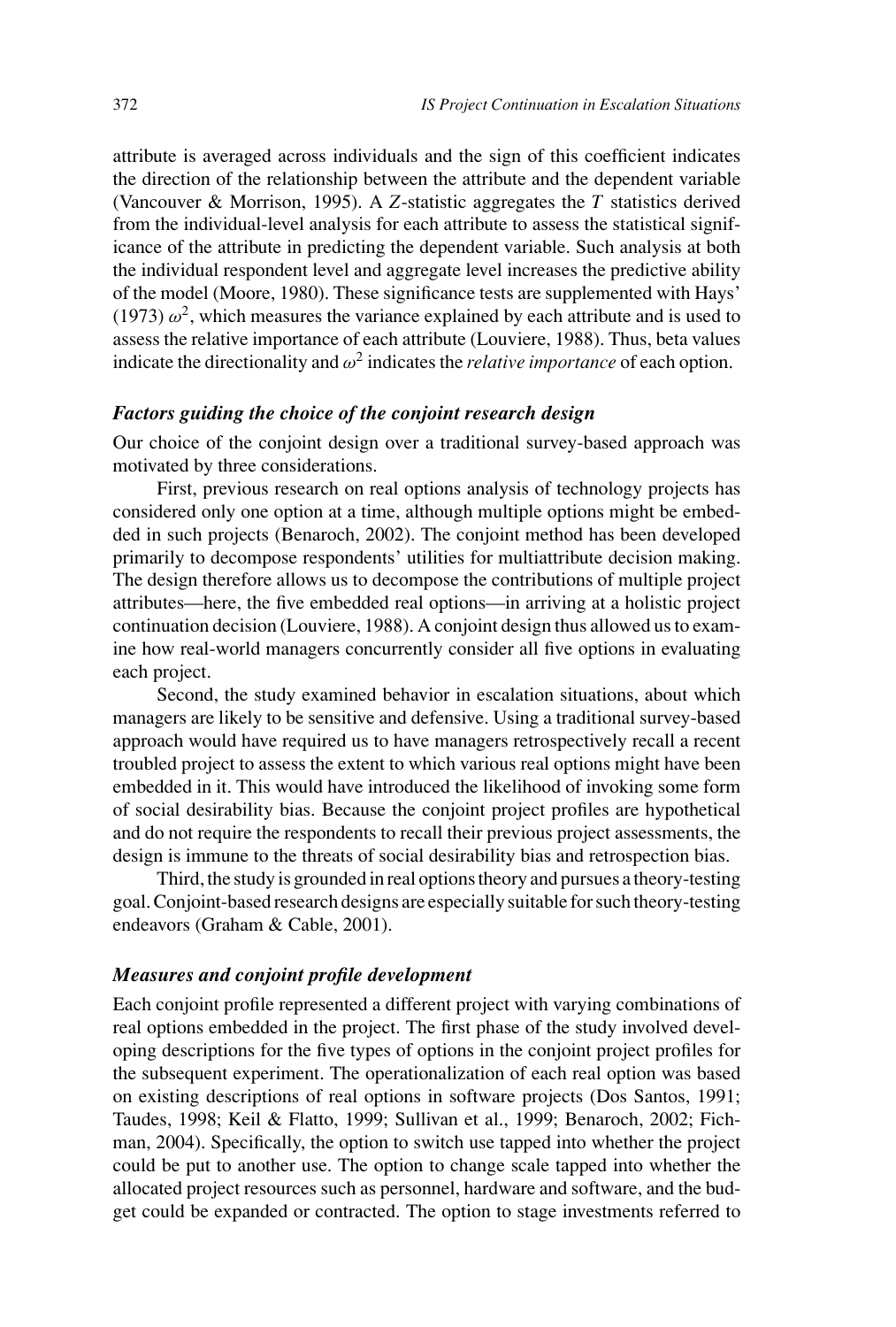attribute is averaged across individuals and the sign of this coefficient indicates the direction of the relationship between the attribute and the dependent variable (Vancouver & Morrison, 1995). A $Z$-statistic aggregates the $T$ statistics derived from the individual-level analysis for each attribute to assess the statistical significance of the attribute in predicting the dependent variable. Such analysis at both the individual respondent level and aggregate level increases the predictive ability of the model (Moore, 1980). These significance tests are supplemented with Hays' (1973) $\omega^2$, which measures the variance explained by each attribute and is used to assess the relative importance of each attribute (Louviere, 1988). Thus, beta values indicate the directionality and $\omega^2$ indicates the *relative importance* of each option.

### *Factors guiding the choice of the conjoint research design*

Our choice of the conjoint design over a traditional survey-based approach was motivated by three considerations.

First, previous research on real options analysis of technology projects has considered only one option at a time, although multiple options might be embedded in such projects (Benaroch, 2002). The conjoint method has been developed primarily to decompose respondents' utilities for multiattribute decision making. The design therefore allows us to decompose the contributions of multiple project attributes—here, the five embedded real options—in arriving at a holistic project continuation decision (Louviere, 1988). A conjoint design thus allowed us to examine how real-world managers concurrently consider all five options in evaluating each project.

Second, the study examined behavior in escalation situations, about which managers are likely to be sensitive and defensive. Using a traditional survey-based approach would have required us to have managers retrospectively recall a recent troubled project to assess the extent to which various real options might have been embedded in it. This would have introduced the likelihood of invoking some form of social desirability bias. Because the conjoint project profiles are hypothetical and do not require the respondents to recall their previous project assessments, the design is immune to the threats of social desirability bias and retrospection bias.

Third, the study is grounded in real options theory and pursues a theory-testing goal. Conjoint-based research designs are especially suitable for such theory-testing endeavors (Graham & Cable, 2001).

### *Measures and conjoint profile development*

Each conjoint profile represented a different project with varying combinations of real options embedded in the project. The first phase of the study involved developing descriptions for the five types of options in the conjoint project profiles for the subsequent experiment. The operationalization of each real option was based on existing descriptions of real options in software projects (Dos Santos, 1991; Taudes, 1998; Keil & Flatto, 1999; Sullivan et al., 1999; Benaroch, 2002; Fichman, 2004). Specifically, the option to switch use tapped into whether the project could be put to another use. The option to change scale tapped into whether the allocated project resources such as personnel, hardware and software, and the budget could be expanded or contracted. The option to stage investments referred to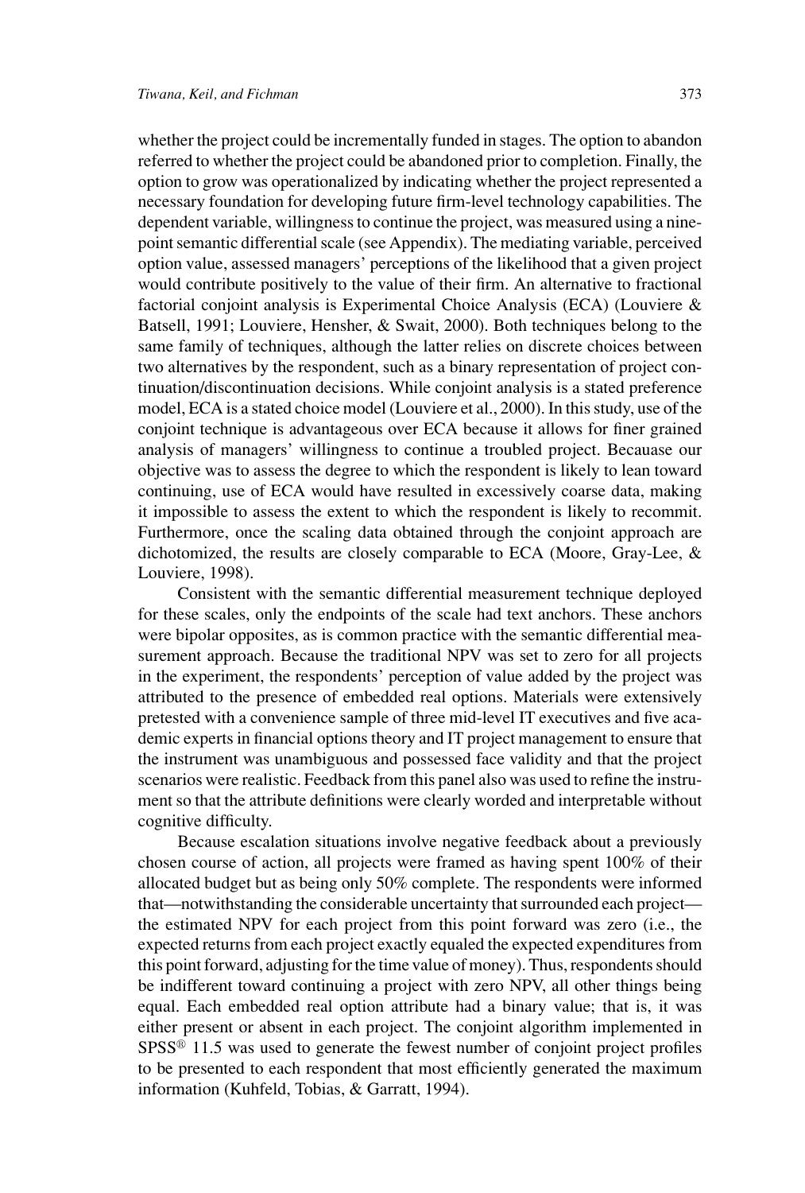whether the project could be incrementally funded in stages. The option to abandon referred to whether the project could be abandoned prior to completion. Finally, the option to grow was operationalized by indicating whether the project represented a necessary foundation for developing future firm-level technology capabilities. The dependent variable, willingness to continue the project, was measured using a nine-point semantic differential scale (see Appendix). The mediating variable, perceived option value, assessed managers' perceptions of the likelihood that a given project would contribute positively to the value of their firm. An alternative to fractional factorial conjoint analysis is Experimental Choice Analysis (ECA) (Louviere & Batsell, 1991; Louviere, Hensher, & Swait, 2000). Both techniques belong to the same family of techniques, although the latter relies on discrete choices between two alternatives by the respondent, such as a binary representation of project continuation/discontinuation decisions. While conjoint analysis is a stated preference model, ECA is a stated choice model (Louviere et al., 2000). In this study, use of the conjoint technique is advantageous over ECA because it allows for finer grained analysis of managers' willingness to continue a troubled project. Becauase our objective was to assess the degree to which the respondent is likely to lean toward continuing, use of ECA would have resulted in excessively coarse data, making it impossible to assess the extent to which the respondent is likely to recommit. Furthermore, once the scaling data obtained through the conjoint approach are dichotomized, the results are closely comparable to ECA (Moore, Gray-Lee, & Louviere, 1998).

Consistent with the semantic differential measurement technique deployed for these scales, only the endpoints of the scale had text anchors. These anchors were bipolar opposites, as is common practice with the semantic differential measurement approach. Because the traditional NPV was set to zero for all projects in the experiment, the respondents' perception of value added by the project was attributed to the presence of embedded real options. Materials were extensively pretested with a convenience sample of three mid-level IT executives and five academic experts in financial options theory and IT project management to ensure that the instrument was unambiguous and possessed face validity and that the project scenarios were realistic. Feedback from this panel also was used to refine the instrument so that the attribute definitions were clearly worded and interpretable without cognitive difficulty.

Because escalation situations involve negative feedback about a previously chosen course of action, all projects were framed as having spent 100% of their allocated budget but as being only 50% complete. The respondents were informed that—notwithstanding the considerable uncertainty that surrounded each project—the estimated NPV for each project from this point forward was zero (i.e., the expected returns from each project exactly equaled the expected expenditures from this point forward, adjusting for the time value of money). Thus, respondents should be indifferent toward continuing a project with zero NPV, all other things being equal. Each embedded real option attribute had a binary value; that is, it was either present or absent in each project. The conjoint algorithm implemented in SPSS® 11.5 was used to generate the fewest number of conjoint project profiles to be presented to each respondent that most efficiently generated the maximum information (Kuhfeld, Tobias, & Garratt, 1994).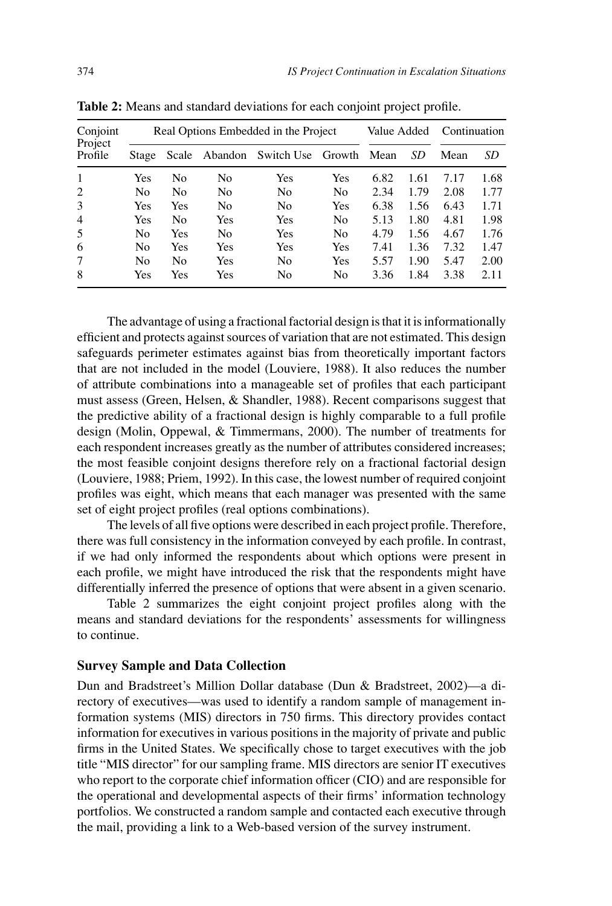**Table 2:** Means and standard deviations for each conjoint project profile.

| Conjoint Project Profile | Real Options Embedded in the Project | | | | | Value Added | | Continuation | |
|---|---|---|---|---|---|---|---|---|---|
| | Stage | Scale | Abandon | Switch Use | Growth | Mean | *SD* | Mean | *SD* |
| 1 | Yes | No | No | Yes | Yes | 6.82 | 1.61 | 7.17 | 1.68 |
| 2 | No | No | No | No | No | 2.34 | 1.79 | 2.08 | 1.77 |
| 3 | Yes | Yes | No | No | Yes | 6.38 | 1.56 | 6.43 | 1.71 |
| 4 | Yes | No | Yes | Yes | No | 5.13 | 1.80 | 4.81 | 1.98 |
| 5 | No | Yes | No | Yes | No | 4.79 | 1.56 | 4.67 | 1.76 |
| 6 | No | Yes | Yes | Yes | Yes | 7.41 | 1.36 | 7.32 | 1.47 |
| 7 | No | No | Yes | No | Yes | 5.57 | 1.90 | 5.47 | 2.00 |
| 8 | Yes | Yes | Yes | No | No | 3.36 | 1.84 | 3.38 | 2.11 |

The advantage of using a fractional factorial design is that it is informationally efficient and protects against sources of variation that are not estimated. This design safeguards perimeter estimates against bias from theoretically important factors that are not included in the model (Louviere, 1988). It also reduces the number of attribute combinations into a manageable set of profiles that each participant must assess (Green, Helsen, & Shandler, 1988). Recent comparisons suggest that the predictive ability of a fractional design is highly comparable to a full profile design (Molin, Oppewal, & Timmermans, 2000). The number of treatments for each respondent increases greatly as the number of attributes considered increases; the most feasible conjoint designs therefore rely on a fractional factorial design (Louviere, 1988; Priem, 1992). In this case, the lowest number of required conjoint profiles was eight, which means that each manager was presented with the same set of eight project profiles (real options combinations).

The levels of all five options were described in each project profile. Therefore, there was full consistency in the information conveyed by each profile. In contrast, if we had only informed the respondents about which options were present in each profile, we might have introduced the risk that the respondents might have differentially inferred the presence of options that were absent in a given scenario.

Table 2 summarizes the eight conjoint project profiles along with the means and standard deviations for the respondents' assessments for willingness to continue.

### Survey Sample and Data Collection

Dun and Bradstreet's Million Dollar database (Dun & Bradstreet, 2002)—a directory of executives—was used to identify a random sample of management information systems (MIS) directors in 750 firms. This directory provides contact information for executives in various positions in the majority of private and public firms in the United States. We specifically chose to target executives with the job title "MIS director" for our sampling frame. MIS directors are senior IT executives who report to the corporate chief information officer (CIO) and are responsible for the operational and developmental aspects of their firms' information technology portfolios. We constructed a random sample and contacted each executive through the mail, providing a link to a Web-based version of the survey instrument.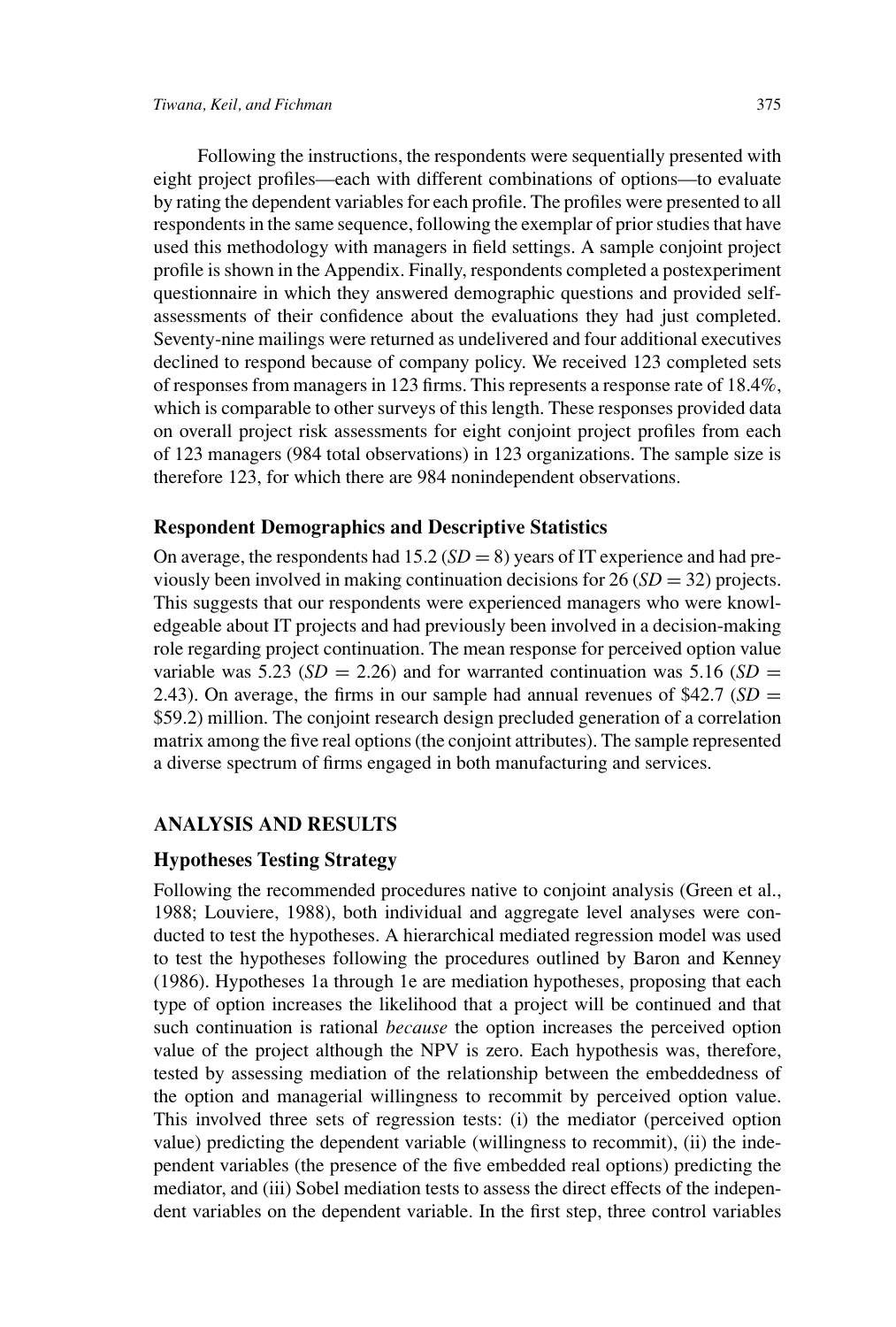Following the instructions, the respondents were sequentially presented with eight project profiles—each with different combinations of options—to evaluate by rating the dependent variables for each profile. The profiles were presented to all respondents in the same sequence, following the exemplar of prior studies that have used this methodology with managers in field settings. A sample conjoint project profile is shown in the Appendix. Finally, respondents completed a postexperiment questionnaire in which they answered demographic questions and provided self-assessments of their confidence about the evaluations they had just completed. Seventy-nine mailings were returned as undelivered and four additional executives declined to respond because of company policy. We received 123 completed sets of responses from managers in 123 firms. This represents a response rate of 18.4%, which is comparable to other surveys of this length. These responses provided data on overall project risk assessments for eight conjoint project profiles from each of 123 managers (984 total observations) in 123 organizations. The sample size is therefore 123, for which there are 984 nonindependent observations.

### Respondent Demographics and Descriptive Statistics

On average, the respondents had 15.2 ($SD = 8$) years of IT experience and had previously been involved in making continuation decisions for 26 ($SD = 32$) projects. This suggests that our respondents were experienced managers who were knowledgeable about IT projects and had previously been involved in a decision-making role regarding project continuation. The mean response for perceived option value variable was 5.23 ($SD = 2.26$) and for warranted continuation was 5.16 ($SD = 2.43$). On average, the firms in our sample had annual revenues of \$42.7 ($SD =$ \$59.2) million. The conjoint research design precluded generation of a correlation matrix among the five real options (the conjoint attributes). The sample represented a diverse spectrum of firms engaged in both manufacturing and services.

## ANALYSIS AND RESULTS

### Hypotheses Testing Strategy

Following the recommended procedures native to conjoint analysis (Green et al., 1988; Louviere, 1988), both individual and aggregate level analyses were conducted to test the hypotheses. A hierarchical mediated regression model was used to test the hypotheses following the procedures outlined by Baron and Kenney (1986). Hypotheses 1a through 1e are mediation hypotheses, proposing that each type of option increases the likelihood that a project will be continued and that such continuation is rational *because* the option increases the perceived option value of the project although the NPV is zero. Each hypothesis was, therefore, tested by assessing mediation of the relationship between the embeddedness of the option and managerial willingness to recommit by perceived option value. This involved three sets of regression tests: (i) the mediator (perceived option value) predicting the dependent variable (willingness to recommit), (ii) the independent variables (the presence of the five embedded real options) predicting the mediator, and (iii) Sobel mediation tests to assess the direct effects of the independent variables on the dependent variable. In the first step, three control variables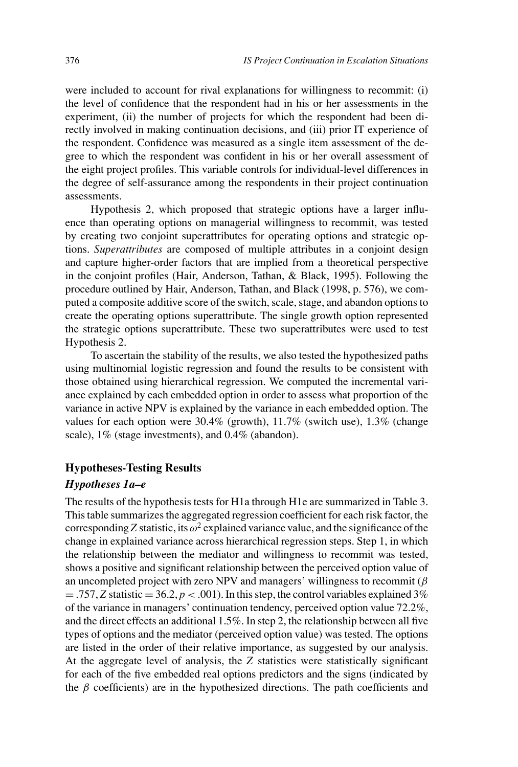were included to account for rival explanations for willingness to recommit: (i) the level of confidence that the respondent had in his or her assessments in the experiment, (ii) the number of projects for which the respondent had been directly involved in making continuation decisions, and (iii) prior IT experience of the respondent. Confidence was measured as a single item assessment of the degree to which the respondent was confident in his or her overall assessment of the eight project profiles. This variable controls for individual-level differences in the degree of self-assurance among the respondents in their project continuation assessments.

Hypothesis 2, which proposed that strategic options have a larger influence than operating options on managerial willingness to recommit, was tested by creating two conjoint superattributes for operating options and strategic options. *Superattributes* are composed of multiple attributes in a conjoint design and capture higher-order factors that are implied from a theoretical perspective in the conjoint profiles (Hair, Anderson, Tathan, & Black, 1995). Following the procedure outlined by Hair, Anderson, Tathan, and Black (1998, p. 576), we computed a composite additive score of the switch, scale, stage, and abandon options to create the operating options superattribute. The single growth option represented the strategic options superattribute. These two superattributes were used to test Hypothesis 2.

To ascertain the stability of the results, we also tested the hypothesized paths using multinomial logistic regression and found the results to be consistent with those obtained using hierarchical regression. We computed the incremental variance explained by each embedded option in order to assess what proportion of the variance in active NPV is explained by the variance in each embedded option. The values for each option were 30.4% (growth), 11.7% (switch use), 1.3% (change scale), 1% (stage investments), and 0.4% (abandon).

## Hypotheses-Testing Results

### *Hypotheses 1a–e*

The results of the hypothesis tests for H1a through H1e are summarized in Table 3. This table summarizes the aggregated regression coefficient for each risk factor, the corresponding $Z$ statistic, its $\omega^2$ explained variance value, and the significance of the change in explained variance across hierarchical regression steps. Step 1, in which the relationship between the mediator and willingness to recommit was tested, shows a positive and significant relationship between the perceived option value of an uncompleted project with zero NPV and managers' willingness to recommit ($\beta = .757$, $Z$ statistic $= 36.2$, $p < .001$). In this step, the control variables explained 3% of the variance in managers' continuation tendency, perceived option value 72.2%, and the direct effects an additional 1.5%. In step 2, the relationship between all five types of options and the mediator (perceived option value) was tested. The options are listed in the order of their relative importance, as suggested by our analysis. At the aggregate level of analysis, the $Z$ statistics were statistically significant for each of the five embedded real options predictors and the signs (indicated by the $\beta$ coefficients) are in the hypothesized directions. The path coefficients and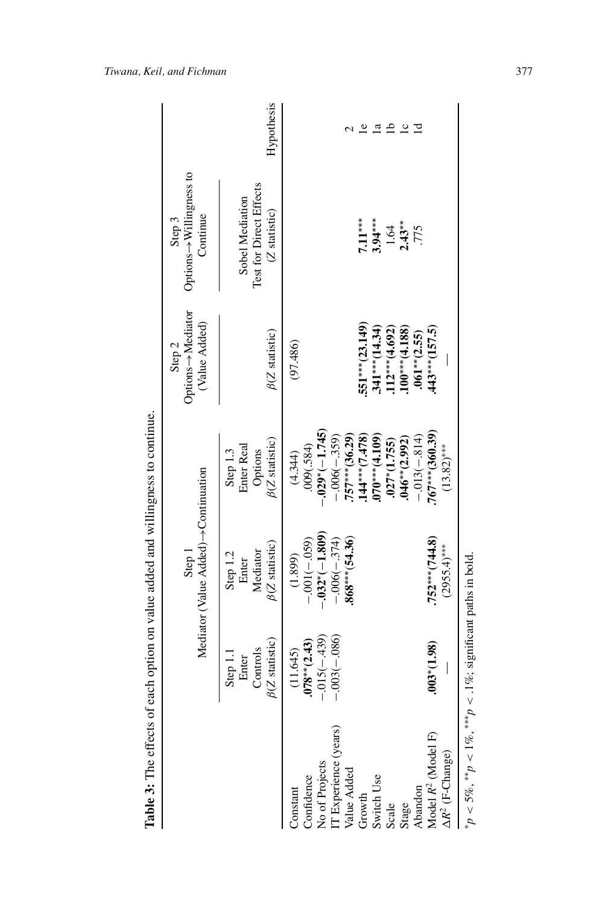**Table 3:** The effects of each option on value added and willingness to continue.

| | Step 1 Mediator (Value Added)→Continuation | | | Step 2 Options→Mediator (Value Added) | Step 3 Options→Willingness to Continue | |
|---|---|---|---|---|---|---|
| | Step 1.1 Enter Controls $\beta$(Z statistic) | Step 1.2 Enter Mediator $\beta$(Z statistic) | Step 1.3 Enter Real Options $\beta$(Z statistic) | $\beta$(Z statistic) | Sobel Mediation Test for Direct Effects (Z statistic) | Hypothesis |
| Constant | (11.645) | (1.899) | (4.344) | (97.486) | | |
| Confidence | **.078**\*\***(2.43)** | −.001(−.059) | .009(.584) | | | |
| No of Projects | −.015(−.439) | **−.032**\***(−1.809)** | **−.029**\***(−1.745)** | | | |
| IT Experience (years) | −.003(−.086) | −.006(−.374) | −.006(−.359) | | | |
| Value Added | | **.868**\*\*\***(54.36)** | **.757**\*\*\***(36.29)** | | | 2 |
| Growth | | | **.144**\*\*\***(7.478)** | **.551**\*\*\***(23.149)** | **7.11**\*\*\* | 1e |
| Switch Use | | | **.070**\*\*\***(4.109)** | **.341**\*\*\***(14.34)** | **3.94**\*\*\* | 1a |
| Scale | | | **.027**\***(1.755)** | **.112**\*\*\***(4.692)** | 1.64 | 1b |
| Stage | | | **.046**\*\***(2.992)** | **.100**\*\*\***(4.188)** | **2.43**\*\* | 1c |
| Abandon | | | −.013(−.814) | **.061**\*\***(2.55)** | .775 | 1d |
| Model $R^2$ (Model F) | **.003**\***(1.98)** | **.752**\*\*\***(744.8)** | **.767**\*\*\***(360.39)** | **.443**\*\*\***(157.5)** | | |
| $\Delta R^2$ (F-Change) | — | (2955.4)\*\*\* | (13.82)\*\*\* | — | | |

$^{*}p < 5\%$, $^{**}p < 1\%$, $^{***}p < .1\%$; significant paths in bold.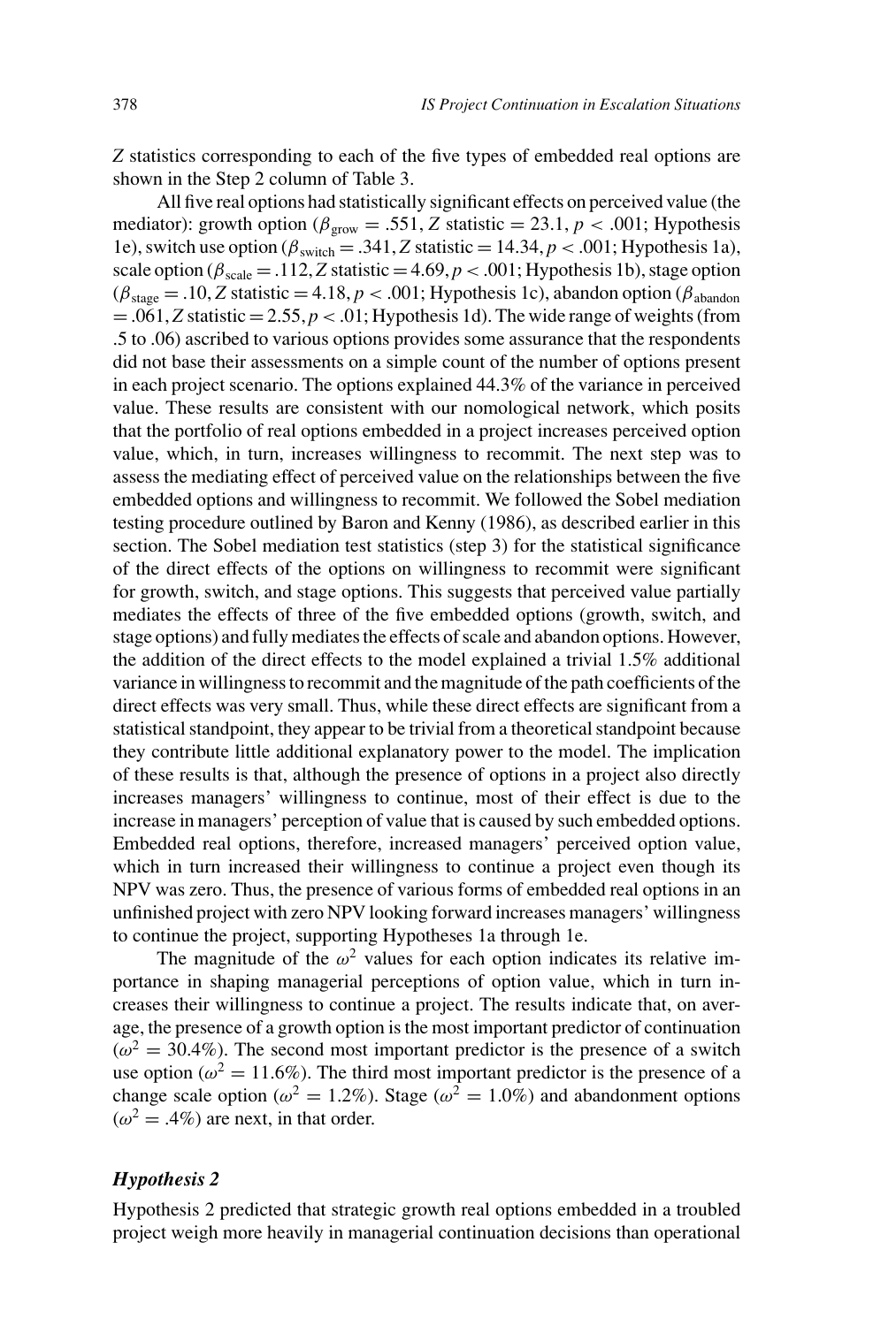$Z$ statistics corresponding to each of the five types of embedded real options are shown in the Step 2 column of Table 3.

All five real options had statistically significant effects on perceived value (the mediator): growth option ($\beta_{grow} = .551$, $Z$ statistic $= 23.1$, $p < .001$; Hypothesis 1e), switch use option ($\beta_{switch} = .341$, $Z$ statistic $= 14.34$, $p < .001$; Hypothesis 1a), scale option ($\beta_{scale} = .112$, $Z$ statistic $= 4.69$, $p < .001$; Hypothesis 1b), stage option ($\beta_{stage} = .10$, $Z$ statistic $= 4.18$, $p < .001$; Hypothesis 1c), abandon option ($\beta_{abandon} = .061$, $Z$ statistic $= 2.55$, $p < .01$; Hypothesis 1d). The wide range of weights (from .5 to .06) ascribed to various options provides some assurance that the respondents did not base their assessments on a simple count of the number of options present in each project scenario. The options explained 44.3% of the variance in perceived value. These results are consistent with our nomological network, which posits that the portfolio of real options embedded in a project increases perceived option value, which, in turn, increases willingness to recommit. The next step was to assess the mediating effect of perceived value on the relationships between the five embedded options and willingness to recommit. We followed the Sobel mediation testing procedure outlined by Baron and Kenny (1986), as described earlier in this section. The Sobel mediation test statistics (step 3) for the statistical significance of the direct effects of the options on willingness to recommit were significant for growth, switch, and stage options. This suggests that perceived value partially mediates the effects of three of the five embedded options (growth, switch, and stage options) and fully mediates the effects of scale and abandon options. However, the addition of the direct effects to the model explained a trivial 1.5% additional variance in willingness to recommit and the magnitude of the path coefficients of the direct effects was very small. Thus, while these direct effects are significant from a statistical standpoint, they appear to be trivial from a theoretical standpoint because they contribute little additional explanatory power to the model. The implication of these results is that, although the presence of options in a project also directly increases managers' willingness to continue, most of their effect is due to the increase in managers' perception of value that is caused by such embedded options. Embedded real options, therefore, increased managers' perceived option value, which in turn increased their willingness to continue a project even though its NPV was zero. Thus, the presence of various forms of embedded real options in an unfinished project with zero NPV looking forward increases managers' willingness to continue the project, supporting Hypotheses 1a through 1e.

The magnitude of the $\omega^2$ values for each option indicates its relative importance in shaping managerial perceptions of option value, which in turn increases their willingness to continue a project. The results indicate that, on average, the presence of a growth option is the most important predictor of continuation ($\omega^2 = 30.4\%$). The second most important predictor is the presence of a switch use option ($\omega^2 = 11.6\%$). The third most important predictor is the presence of a change scale option ($\omega^2 = 1.2\%$). Stage ($\omega^2 = 1.0\%$) and abandonment options ($\omega^2 = .4\%$) are next, in that order.

### *Hypothesis 2*

Hypothesis 2 predicted that strategic growth real options embedded in a troubled project weigh more heavily in managerial continuation decisions than operational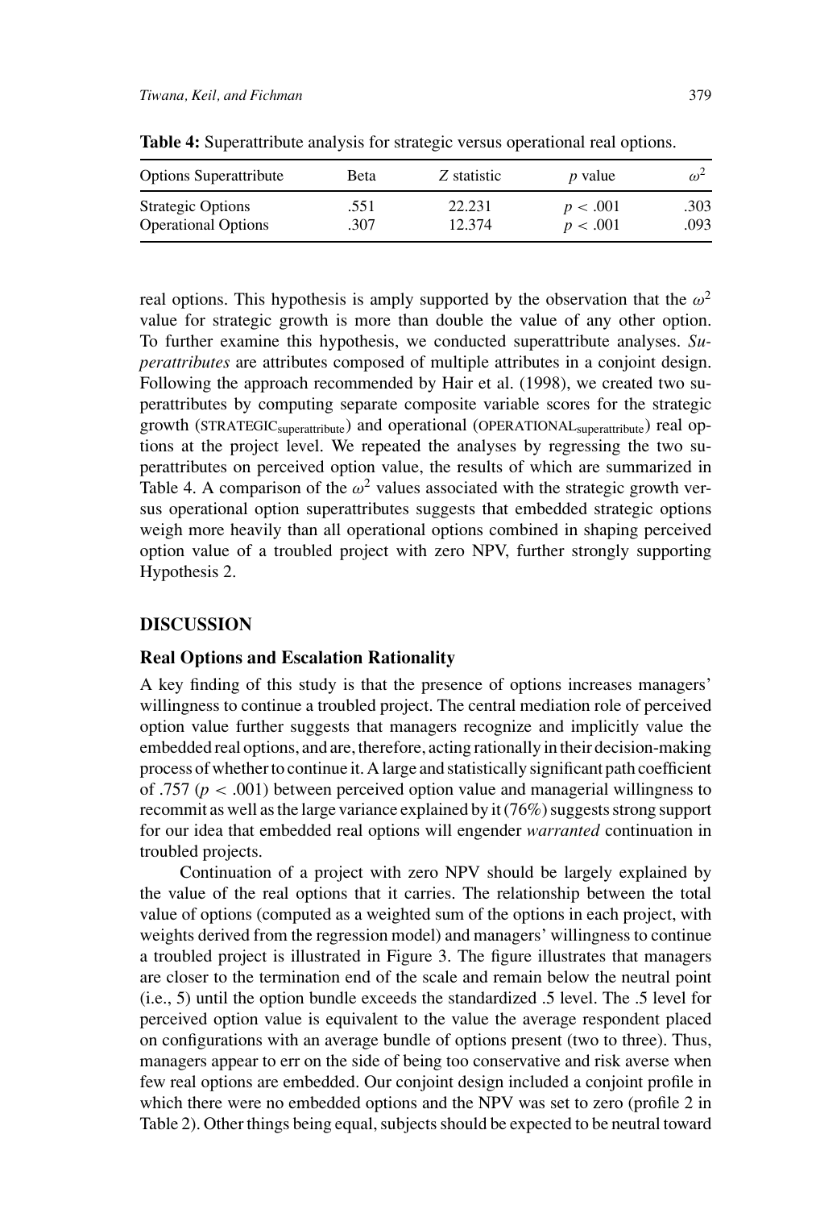**Table 4:** Superattribute analysis for strategic versus operational real options.

| Options Superattribute | Beta | *Z* statistic | *p* value | $\omega^2$ |
|---|---|---|---|---|
| Strategic Options | .551 | 22.231 | $p < .001$ | .303 |
| Operational Options | .307 | 12.374 | $p < .001$ | .093 |

real options. This hypothesis is amply supported by the observation that the $\omega^2$ value for strategic growth is more than double the value of any other option. To further examine this hypothesis, we conducted superattribute analyses. *Superattributes* are attributes composed of multiple attributes in a conjoint design. Following the approach recommended by Hair et al. (1998), we created two superattributes by computing separate composite variable scores for the strategic growth ($\text{STRATEGIC}_{\text{superattribute}}$) and operational ($\text{OPERATIONAL}_{\text{superattribute}}$) real options at the project level. We repeated the analyses by regressing the two superattributes on perceived option value, the results of which are summarized in Table 4. A comparison of the $\omega^2$ values associated with the strategic growth versus operational option superattributes suggests that embedded strategic options weigh more heavily than all operational options combined in shaping perceived option value of a troubled project with zero NPV, further strongly supporting Hypothesis 2.

## DISCUSSION

### Real Options and Escalation Rationality

A key finding of this study is that the presence of options increases managers' willingness to continue a troubled project. The central mediation role of perceived option value further suggests that managers recognize and implicitly value the embedded real options, and are, therefore, acting rationally in their decision-making process of whether to continue it. A large and statistically significant path coefficient of .757 ($p < .001$) between perceived option value and managerial willingness to recommit as well as the large variance explained by it (76%) suggests strong support for our idea that embedded real options will engender *warranted* continuation in troubled projects.

Continuation of a project with zero NPV should be largely explained by the value of the real options that it carries. The relationship between the total value of options (computed as a weighted sum of the options in each project, with weights derived from the regression model) and managers' willingness to continue a troubled project is illustrated in Figure 3. The figure illustrates that managers are closer to the termination end of the scale and remain below the neutral point (i.e., 5) until the option bundle exceeds the standardized .5 level. The .5 level for perceived option value is equivalent to the value the average respondent placed on configurations with an average bundle of options present (two to three). Thus, managers appear to err on the side of being too conservative and risk averse when few real options are embedded. Our conjoint design included a conjoint profile in which there were no embedded options and the NPV was set to zero (profile 2 in Table 2). Other things being equal, subjects should be expected to be neutral toward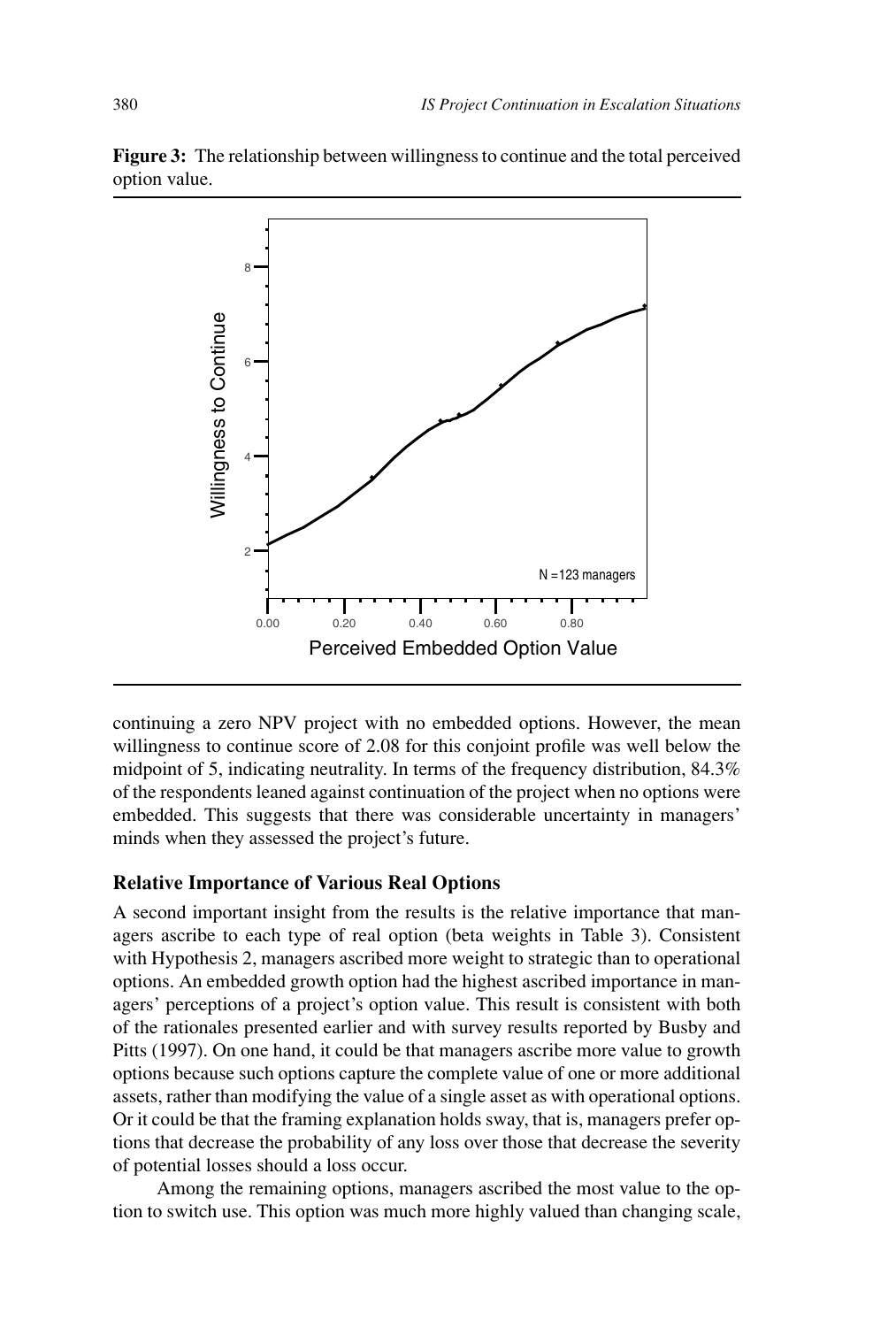**Figure 3:** The relationship between willingness to continue and the total perceived option value.

continuing a zero NPV project with no embedded options. However, the mean willingness to continue score of 2.08 for this conjoint profile was well below the midpoint of 5, indicating neutrality. In terms of the frequency distribution, 84.3% of the respondents leaned against continuation of the project when no options were embedded. This suggests that there was considerable uncertainty in managers' minds when they assessed the project's future.

### Relative Importance of Various Real Options

A second important insight from the results is the relative importance that managers ascribe to each type of real option (beta weights in Table 3). Consistent with Hypothesis 2, managers ascribed more weight to strategic than to operational options. An embedded growth option had the highest ascribed importance in managers' perceptions of a project's option value. This result is consistent with both of the rationales presented earlier and with survey results reported by Busby and Pitts (1997). On one hand, it could be that managers ascribe more value to growth options because such options capture the complete value of one or more additional assets, rather than modifying the value of a single asset as with operational options. Or it could be that the framing explanation holds sway, that is, managers prefer options that decrease the probability of any loss over those that decrease the severity of potential losses should a loss occur.

Among the remaining options, managers ascribed the most value to the option to switch use. This option was much more highly valued than changing scale,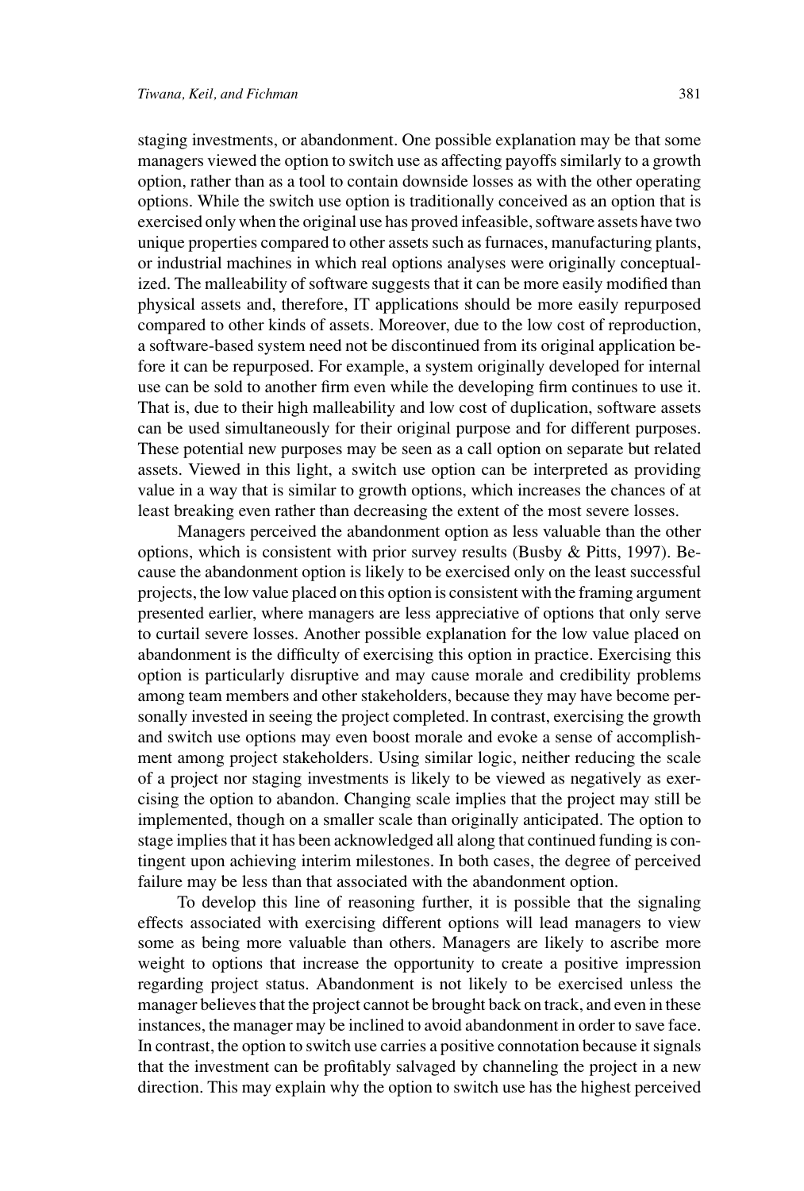staging investments, or abandonment. One possible explanation may be that some managers viewed the option to switch use as affecting payoffs similarly to a growth option, rather than as a tool to contain downside losses as with the other operating options. While the switch use option is traditionally conceived as an option that is exercised only when the original use has proved infeasible, software assets have two unique properties compared to other assets such as furnaces, manufacturing plants, or industrial machines in which real options analyses were originally conceptualized. The malleability of software suggests that it can be more easily modified than physical assets and, therefore, IT applications should be more easily repurposed compared to other kinds of assets. Moreover, due to the low cost of reproduction, a software-based system need not be discontinued from its original application before it can be repurposed. For example, a system originally developed for internal use can be sold to another firm even while the developing firm continues to use it. That is, due to their high malleability and low cost of duplication, software assets can be used simultaneously for their original purpose and for different purposes. These potential new purposes may be seen as a call option on separate but related assets. Viewed in this light, a switch use option can be interpreted as providing value in a way that is similar to growth options, which increases the chances of at least breaking even rather than decreasing the extent of the most severe losses.

Managers perceived the abandonment option as less valuable than the other options, which is consistent with prior survey results (Busby & Pitts, 1997). Because the abandonment option is likely to be exercised only on the least successful projects, the low value placed on this option is consistent with the framing argument presented earlier, where managers are less appreciative of options that only serve to curtail severe losses. Another possible explanation for the low value placed on abandonment is the difficulty of exercising this option in practice. Exercising this option is particularly disruptive and may cause morale and credibility problems among team members and other stakeholders, because they may have become personally invested in seeing the project completed. In contrast, exercising the growth and switch use options may even boost morale and evoke a sense of accomplishment among project stakeholders. Using similar logic, neither reducing the scale of a project nor staging investments is likely to be viewed as negatively as exercising the option to abandon. Changing scale implies that the project may still be implemented, though on a smaller scale than originally anticipated. The option to stage implies that it has been acknowledged all along that continued funding is contingent upon achieving interim milestones. In both cases, the degree of perceived failure may be less than that associated with the abandonment option.

To develop this line of reasoning further, it is possible that the signaling effects associated with exercising different options will lead managers to view some as being more valuable than others. Managers are likely to ascribe more weight to options that increase the opportunity to create a positive impression regarding project status. Abandonment is not likely to be exercised unless the manager believes that the project cannot be brought back on track, and even in these instances, the manager may be inclined to avoid abandonment in order to save face. In contrast, the option to switch use carries a positive connotation because it signals that the investment can be profitably salvaged by channeling the project in a new direction. This may explain why the option to switch use has the highest perceived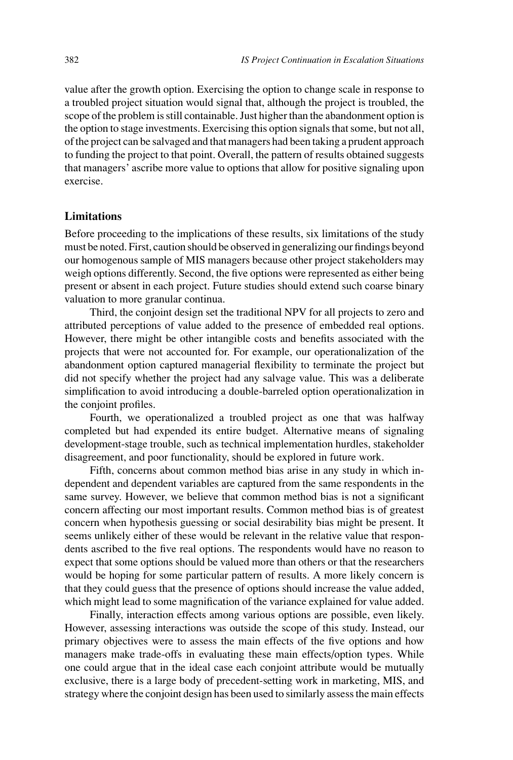value after the growth option. Exercising the option to change scale in response to a troubled project situation would signal that, although the project is troubled, the scope of the problem is still containable. Just higher than the abandonment option is the option to stage investments. Exercising this option signals that some, but not all, of the project can be salvaged and that managers had been taking a prudent approach to funding the project to that point. Overall, the pattern of results obtained suggests that managers' ascribe more value to options that allow for positive signaling upon exercise.

## Limitations

Before proceeding to the implications of these results, six limitations of the study must be noted. First, caution should be observed in generalizing our findings beyond our homogenous sample of MIS managers because other project stakeholders may weigh options differently. Second, the five options were represented as either being present or absent in each project. Future studies should extend such coarse binary valuation to more granular continua.

Third, the conjoint design set the traditional NPV for all projects to zero and attributed perceptions of value added to the presence of embedded real options. However, there might be other intangible costs and benefits associated with the projects that were not accounted for. For example, our operationalization of the abandonment option captured managerial flexibility to terminate the project but did not specify whether the project had any salvage value. This was a deliberate simplification to avoid introducing a double-barreled option operationalization in the conjoint profiles.

Fourth, we operationalized a troubled project as one that was halfway completed but had expended its entire budget. Alternative means of signaling development-stage trouble, such as technical implementation hurdles, stakeholder disagreement, and poor functionality, should be explored in future work.

Fifth, concerns about common method bias arise in any study in which independent and dependent variables are captured from the same respondents in the same survey. However, we believe that common method bias is not a significant concern affecting our most important results. Common method bias is of greatest concern when hypothesis guessing or social desirability bias might be present. It seems unlikely either of these would be relevant in the relative value that respondents ascribed to the five real options. The respondents would have no reason to expect that some options should be valued more than others or that the researchers would be hoping for some particular pattern of results. A more likely concern is that they could guess that the presence of options should increase the value added, which might lead to some magnification of the variance explained for value added.

Finally, interaction effects among various options are possible, even likely. However, assessing interactions was outside the scope of this study. Instead, our primary objectives were to assess the main effects of the five options and how managers make trade-offs in evaluating these main effects/option types. While one could argue that in the ideal case each conjoint attribute would be mutually exclusive, there is a large body of precedent-setting work in marketing, MIS, and strategy where the conjoint design has been used to similarly assess the main effects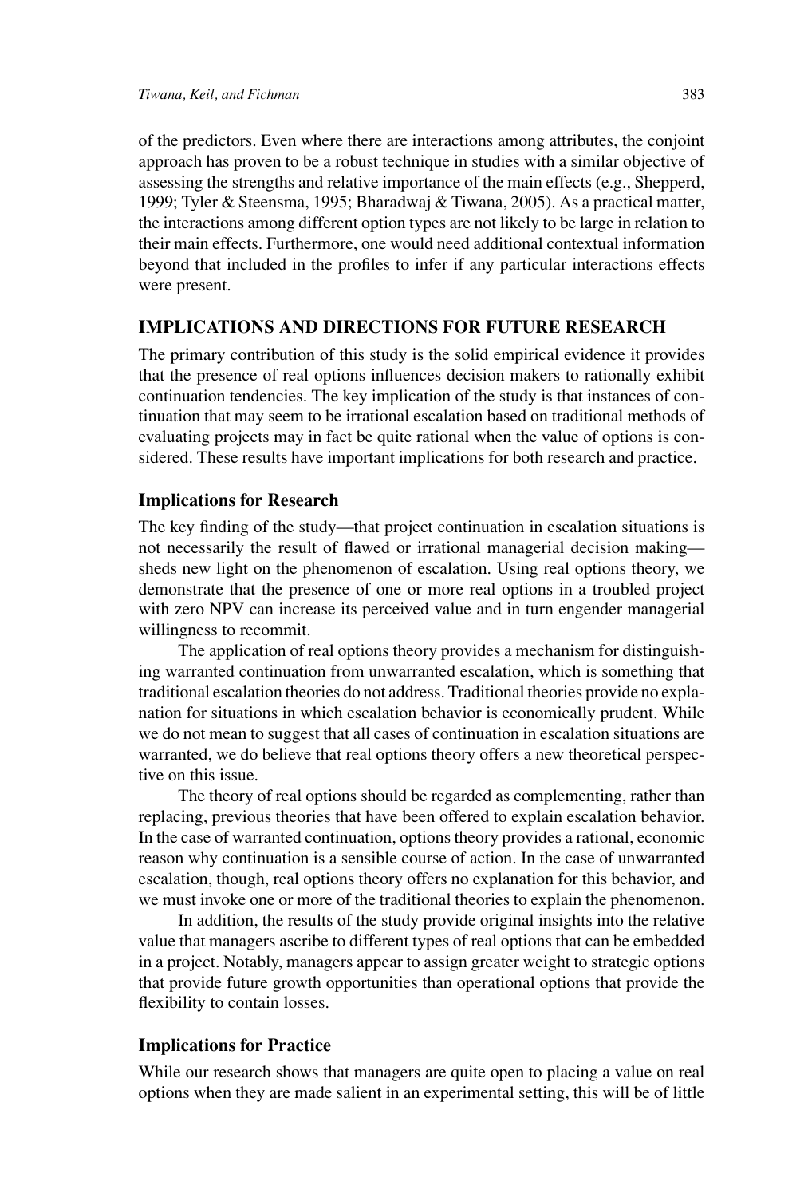of the predictors. Even where there are interactions among attributes, the conjoint approach has proven to be a robust technique in studies with a similar objective of assessing the strengths and relative importance of the main effects (e.g., Shepperd, 1999; Tyler & Steensma, 1995; Bharadwaj & Tiwana, 2005). As a practical matter, the interactions among different option types are not likely to be large in relation to their main effects. Furthermore, one would need additional contextual information beyond that included in the profiles to infer if any particular interactions effects were present.

## IMPLICATIONS AND DIRECTIONS FOR FUTURE RESEARCH

The primary contribution of this study is the solid empirical evidence it provides that the presence of real options influences decision makers to rationally exhibit continuation tendencies. The key implication of the study is that instances of continuation that may seem to be irrational escalation based on traditional methods of evaluating projects may in fact be quite rational when the value of options is considered. These results have important implications for both research and practice.

### Implications for Research

The key finding of the study—that project continuation in escalation situations is not necessarily the result of flawed or irrational managerial decision making—sheds new light on the phenomenon of escalation. Using real options theory, we demonstrate that the presence of one or more real options in a troubled project with zero NPV can increase its perceived value and in turn engender managerial willingness to recommit.

The application of real options theory provides a mechanism for distinguishing warranted continuation from unwarranted escalation, which is something that traditional escalation theories do not address. Traditional theories provide no explanation for situations in which escalation behavior is economically prudent. While we do not mean to suggest that all cases of continuation in escalation situations are warranted, we do believe that real options theory offers a new theoretical perspective on this issue.

The theory of real options should be regarded as complementing, rather than replacing, previous theories that have been offered to explain escalation behavior. In the case of warranted continuation, options theory provides a rational, economic reason why continuation is a sensible course of action. In the case of unwarranted escalation, though, real options theory offers no explanation for this behavior, and we must invoke one or more of the traditional theories to explain the phenomenon.

In addition, the results of the study provide original insights into the relative value that managers ascribe to different types of real options that can be embedded in a project. Notably, managers appear to assign greater weight to strategic options that provide future growth opportunities than operational options that provide the flexibility to contain losses.

### Implications for Practice

While our research shows that managers are quite open to placing a value on real options when they are made salient in an experimental setting, this will be of little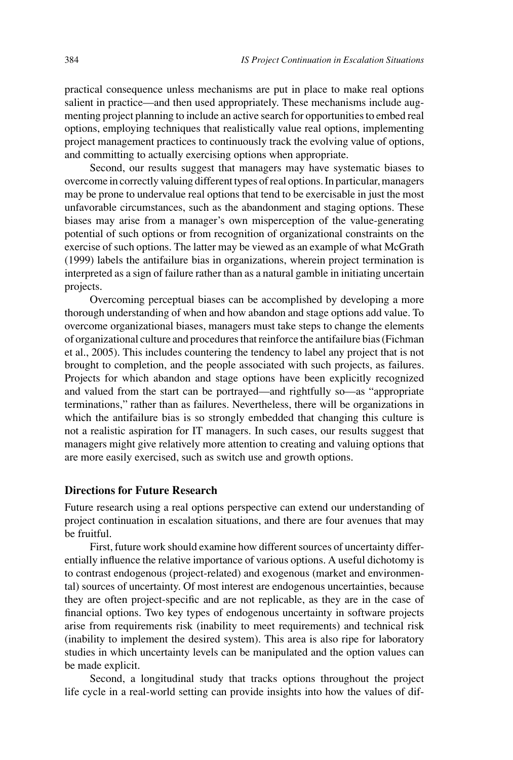practical consequence unless mechanisms are put in place to make real options salient in practice—and then used appropriately. These mechanisms include augmenting project planning to include an active search for opportunities to embed real options, employing techniques that realistically value real options, implementing project management practices to continuously track the evolving value of options, and committing to actually exercising options when appropriate.

Second, our results suggest that managers may have systematic biases to overcome in correctly valuing different types of real options. In particular, managers may be prone to undervalue real options that tend to be exercisable in just the most unfavorable circumstances, such as the abandonment and staging options. These biases may arise from a manager's own misperception of the value-generating potential of such options or from recognition of organizational constraints on the exercise of such options. The latter may be viewed as an example of what McGrath (1999) labels the antifailure bias in organizations, wherein project termination is interpreted as a sign of failure rather than as a natural gamble in initiating uncertain projects.

Overcoming perceptual biases can be accomplished by developing a more thorough understanding of when and how abandon and stage options add value. To overcome organizational biases, managers must take steps to change the elements of organizational culture and procedures that reinforce the antifailure bias (Fichman et al., 2005). This includes countering the tendency to label any project that is not brought to completion, and the people associated with such projects, as failures. Projects for which abandon and stage options have been explicitly recognized and valued from the start can be portrayed—and rightfully so—as "appropriate terminations," rather than as failures. Nevertheless, there will be organizations in which the antifailure bias is so strongly embedded that changing this culture is not a realistic aspiration for IT managers. In such cases, our results suggest that managers might give relatively more attention to creating and valuing options that are more easily exercised, such as switch use and growth options.

## Directions for Future Research

Future research using a real options perspective can extend our understanding of project continuation in escalation situations, and there are four avenues that may be fruitful.

First, future work should examine how different sources of uncertainty differentially influence the relative importance of various options. A useful dichotomy is to contrast endogenous (project-related) and exogenous (market and environmental) sources of uncertainty. Of most interest are endogenous uncertainties, because they are often project-specific and are not replicable, as they are in the case of financial options. Two key types of endogenous uncertainty in software projects arise from requirements risk (inability to meet requirements) and technical risk (inability to implement the desired system). This area is also ripe for laboratory studies in which uncertainty levels can be manipulated and the option values can be made explicit.

Second, a longitudinal study that tracks options throughout the project life cycle in a real-world setting can provide insights into how the values of dif-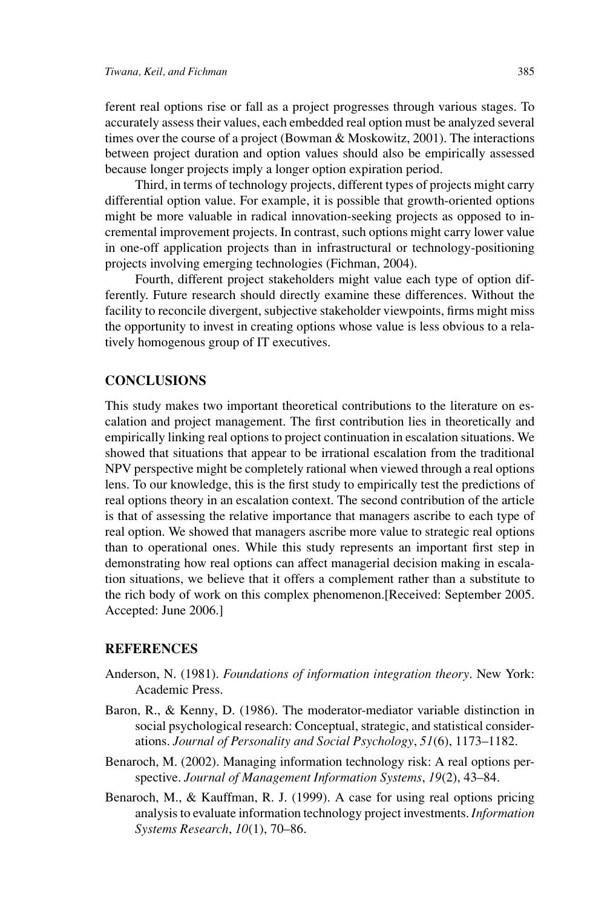ferent real options rise or fall as a project progresses through various stages. To accurately assess their values, each embedded real option must be analyzed several times over the course of a project (Bowman & Moskowitz, 2001). The interactions between project duration and option values should also be empirically assessed because longer projects imply a longer option expiration period.

Third, in terms of technology projects, different types of projects might carry differential option value. For example, it is possible that growth-oriented options might be more valuable in radical innovation-seeking projects as opposed to incremental improvement projects. In contrast, such options might carry lower value in one-off application projects than in infrastructural or technology-positioning projects involving emerging technologies (Fichman, 2004).

Fourth, different project stakeholders might value each type of option differently. Future research should directly examine these differences. Without the facility to reconcile divergent, subjective stakeholder viewpoints, firms might miss the opportunity to invest in creating options whose value is less obvious to a relatively homogenous group of IT executives.

## CONCLUSIONS

This study makes two important theoretical contributions to the literature on escalation and project management. The first contribution lies in theoretically and empirically linking real options to project continuation in escalation situations. We showed that situations that appear to be irrational escalation from the traditional NPV perspective might be completely rational when viewed through a real options lens. To our knowledge, this is the first study to empirically test the predictions of real options theory in an escalation context. The second contribution of the article is that of assessing the relative importance that managers ascribe to each type of real option. We showed that managers ascribe more value to strategic real options than to operational ones. While this study represents an important first step in demonstrating how real options can affect managerial decision making in escalation situations, we believe that it offers a complement rather than a substitute to the rich body of work on this complex phenomenon.[Received: September 2005. Accepted: June 2006.]

## REFERENCES

Anderson, N. (1981). *Foundations of information integration theory*. New York: Academic Press.

Baron, R., & Kenny, D. (1986). The moderator-mediator variable distinction in social psychological research: Conceptual, strategic, and statistical considerations. *Journal of Personality and Social Psychology*, *51*(6), 1173–1182.

Benaroch, M. (2002). Managing information technology risk: A real options perspective. *Journal of Management Information Systems*, *19*(2), 43–84.

Benaroch, M., & Kauffman, R. J. (1999). A case for using real options pricing analysis to evaluate information technology project investments. *Information Systems Research*, *10*(1), 70–86.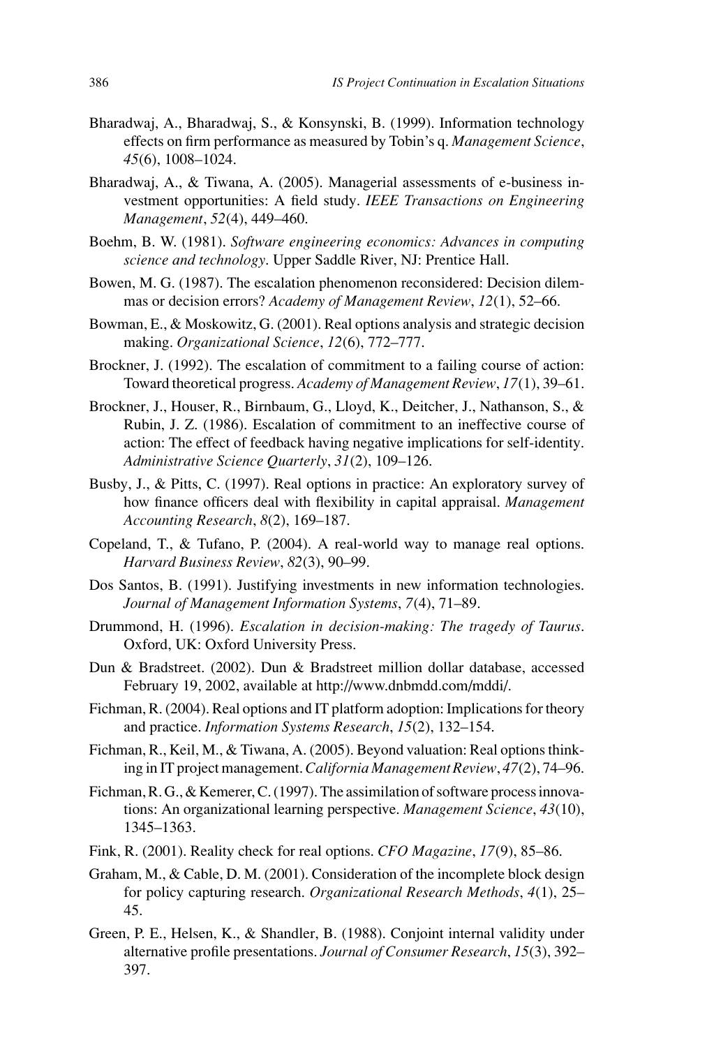Bharadwaj, A., Bharadwaj, S., & Konsynski, B. (1999). Information technology effects on firm performance as measured by Tobin's q. *Management Science*, *45*(6), 1008–1024.

Bharadwaj, A., & Tiwana, A. (2005). Managerial assessments of e-business investment opportunities: A field study. *IEEE Transactions on Engineering Management*, *52*(4), 449–460.

Boehm, B. W. (1981). *Software engineering economics: Advances in computing science and technology*. Upper Saddle River, NJ: Prentice Hall.

Bowen, M. G. (1987). The escalation phenomenon reconsidered: Decision dilemmas or decision errors? *Academy of Management Review*, *12*(1), 52–66.

Bowman, E., & Moskowitz, G. (2001). Real options analysis and strategic decision making. *Organizational Science*, *12*(6), 772–777.

Brockner, J. (1992). The escalation of commitment to a failing course of action: Toward theoretical progress. *Academy of Management Review*, *17*(1), 39–61.

Brockner, J., Houser, R., Birnbaum, G., Lloyd, K., Deitcher, J., Nathanson, S., & Rubin, J. Z. (1986). Escalation of commitment to an ineffective course of action: The effect of feedback having negative implications for self-identity. *Administrative Science Quarterly*, *31*(2), 109–126.

Busby, J., & Pitts, C. (1997). Real options in practice: An exploratory survey of how finance officers deal with flexibility in capital appraisal. *Management Accounting Research*, *8*(2), 169–187.

Copeland, T., & Tufano, P. (2004). A real-world way to manage real options. *Harvard Business Review*, *82*(3), 90–99.

Dos Santos, B. (1991). Justifying investments in new information technologies. *Journal of Management Information Systems*, *7*(4), 71–89.

Drummond, H. (1996). *Escalation in decision-making: The tragedy of Taurus*. Oxford, UK: Oxford University Press.

Dun & Bradstreet. (2002). Dun & Bradstreet million dollar database, accessed February 19, 2002, available at http://www.dnbmdd.com/mddi/.

Fichman, R. (2004). Real options and IT platform adoption: Implications for theory and practice. *Information Systems Research*, *15*(2), 132–154.

Fichman, R., Keil, M., & Tiwana, A. (2005). Beyond valuation: Real options thinking in IT project management. *California Management Review*, *47*(2), 74–96.

Fichman, R. G., & Kemerer, C. (1997). The assimilation of software process innovations: An organizational learning perspective. *Management Science*, *43*(10), 1345–1363.

Fink, R. (2001). Reality check for real options. *CFO Magazine*, *17*(9), 85–86.

Graham, M., & Cable, D. M. (2001). Consideration of the incomplete block design for policy capturing research. *Organizational Research Methods*, *4*(1), 25–45.

Green, P. E., Helsen, K., & Shandler, B. (1988). Conjoint internal validity under alternative profile presentations. *Journal of Consumer Research*, *15*(3), 392–397.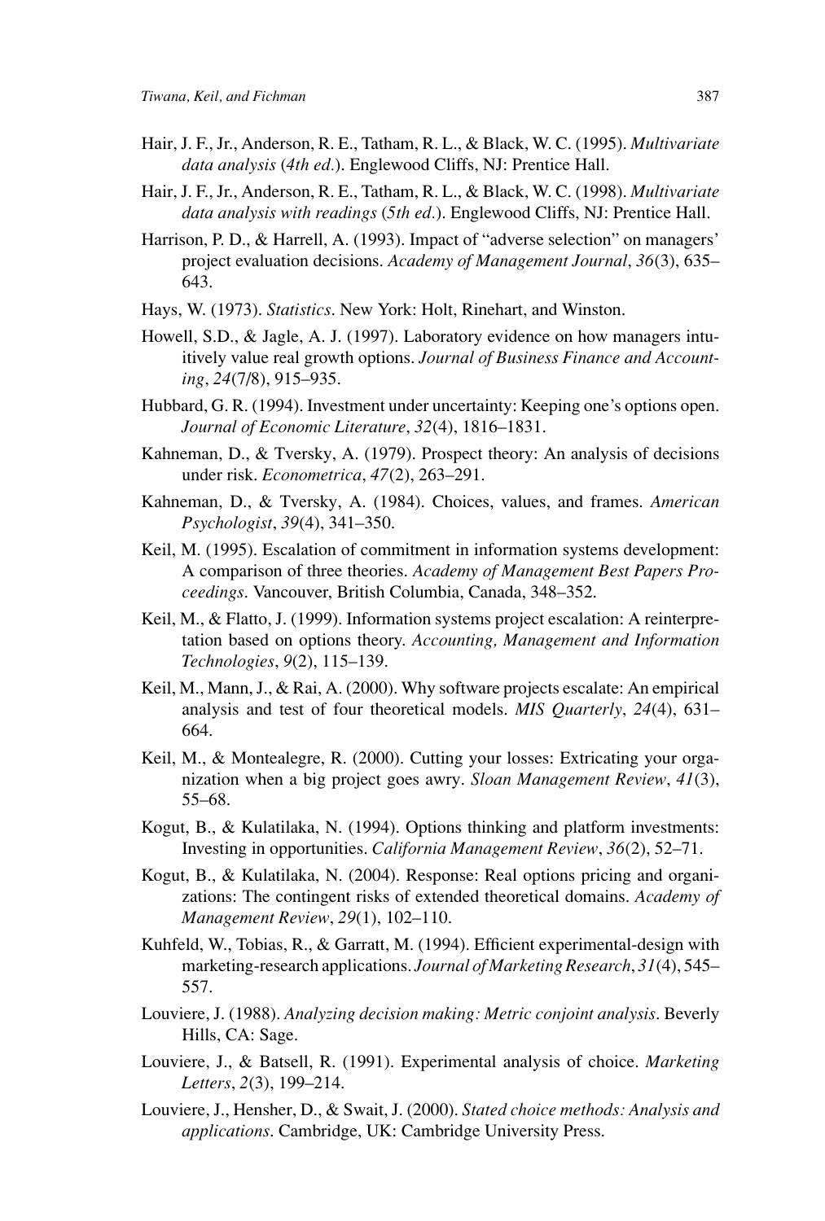Hair, J. F., Jr., Anderson, R. E., Tatham, R. L., & Black, W. C. (1995). *Multivariate data analysis* (*4th ed.*). Englewood Cliffs, NJ: Prentice Hall.

Hair, J. F., Jr., Anderson, R. E., Tatham, R. L., & Black, W. C. (1998). *Multivariate data analysis with readings* (*5th ed.*). Englewood Cliffs, NJ: Prentice Hall.

Harrison, P. D., & Harrell, A. (1993). Impact of "adverse selection" on managers' project evaluation decisions. *Academy of Management Journal*, *36*(3), 635–643.

Hays, W. (1973). *Statistics*. New York: Holt, Rinehart, and Winston.

Howell, S.D., & Jagle, A. J. (1997). Laboratory evidence on how managers intuitively value real growth options. *Journal of Business Finance and Accounting*, *24*(7/8), 915–935.

Hubbard, G. R. (1994). Investment under uncertainty: Keeping one's options open. *Journal of Economic Literature*, *32*(4), 1816–1831.

Kahneman, D., & Tversky, A. (1979). Prospect theory: An analysis of decisions under risk. *Econometrica*, *47*(2), 263–291.

Kahneman, D., & Tversky, A. (1984). Choices, values, and frames. *American Psychologist*, *39*(4), 341–350.

Keil, M. (1995). Escalation of commitment in information systems development: A comparison of three theories. *Academy of Management Best Papers Proceedings*. Vancouver, British Columbia, Canada, 348–352.

Keil, M., & Flatto, J. (1999). Information systems project escalation: A reinterpretation based on options theory. *Accounting, Management and Information Technologies*, *9*(2), 115–139.

Keil, M., Mann, J., & Rai, A. (2000). Why software projects escalate: An empirical analysis and test of four theoretical models. *MIS Quarterly*, *24*(4), 631–664.

Keil, M., & Montealegre, R. (2000). Cutting your losses: Extricating your organization when a big project goes awry. *Sloan Management Review*, *41*(3), 55–68.

Kogut, B., & Kulatilaka, N. (1994). Options thinking and platform investments: Investing in opportunities. *California Management Review*, *36*(2), 52–71.

Kogut, B., & Kulatilaka, N. (2004). Response: Real options pricing and organizations: The contingent risks of extended theoretical domains. *Academy of Management Review*, *29*(1), 102–110.

Kuhfeld, W., Tobias, R., & Garratt, M. (1994). Efficient experimental-design with marketing-research applications. *Journal of Marketing Research*, *31*(4), 545–557.

Louviere, J. (1988). *Analyzing decision making: Metric conjoint analysis*. Beverly Hills, CA: Sage.

Louviere, J., & Batsell, R. (1991). Experimental analysis of choice. *Marketing Letters*, *2*(3), 199–214.

Louviere, J., Hensher, D., & Swait, J. (2000). *Stated choice methods: Analysis and applications*. Cambridge, UK: Cambridge University Press.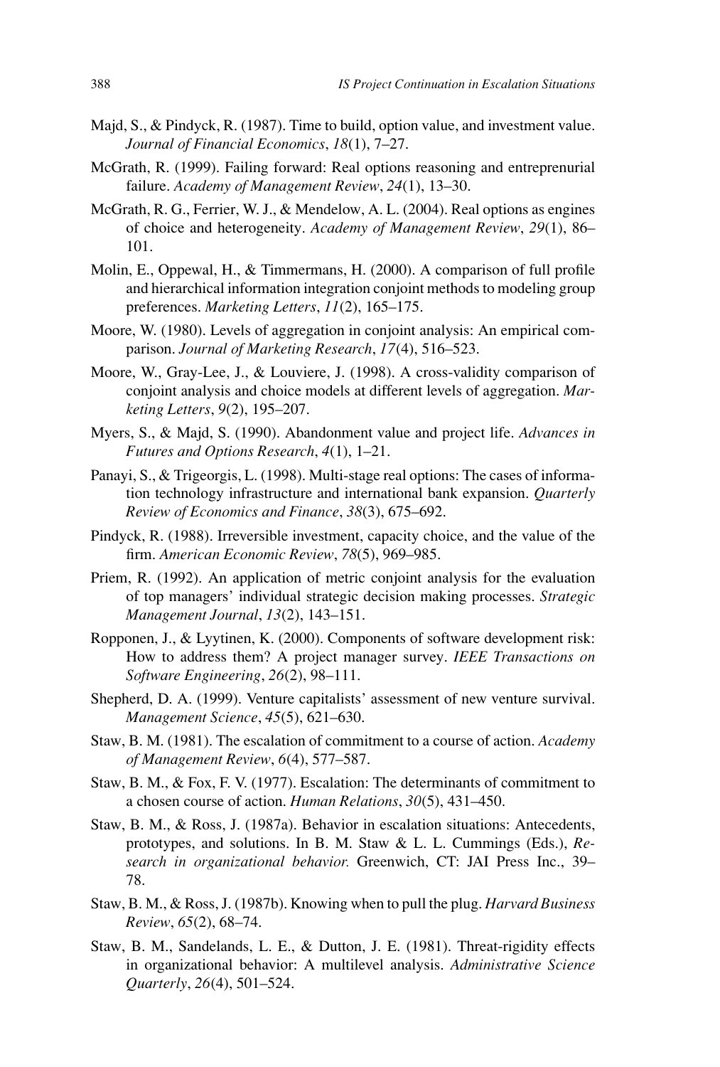Majd, S., & Pindyck, R. (1987). Time to build, option value, and investment value. *Journal of Financial Economics*, *18*(1), 7–27.

McGrath, R. (1999). Failing forward: Real options reasoning and entreprenurial failure. *Academy of Management Review*, *24*(1), 13–30.

McGrath, R. G., Ferrier, W. J., & Mendelow, A. L. (2004). Real options as engines of choice and heterogeneity. *Academy of Management Review*, *29*(1), 86–101.

Molin, E., Oppewal, H., & Timmermans, H. (2000). A comparison of full profile and hierarchical information integration conjoint methods to modeling group preferences. *Marketing Letters*, *11*(2), 165–175.

Moore, W. (1980). Levels of aggregation in conjoint analysis: An empirical comparison. *Journal of Marketing Research*, *17*(4), 516–523.

Moore, W., Gray-Lee, J., & Louviere, J. (1998). A cross-validity comparison of conjoint analysis and choice models at different levels of aggregation. *Marketing Letters*, *9*(2), 195–207.

Myers, S., & Majd, S. (1990). Abandonment value and project life. *Advances in Futures and Options Research*, *4*(1), 1–21.

Panayi, S., & Trigeorgis, L. (1998). Multi-stage real options: The cases of information technology infrastructure and international bank expansion. *Quarterly Review of Economics and Finance*, *38*(3), 675–692.

Pindyck, R. (1988). Irreversible investment, capacity choice, and the value of the firm. *American Economic Review*, *78*(5), 969–985.

Priem, R. (1992). An application of metric conjoint analysis for the evaluation of top managers' individual strategic decision making processes. *Strategic Management Journal*, *13*(2), 143–151.

Ropponen, J., & Lyytinen, K. (2000). Components of software development risk: How to address them? A project manager survey. *IEEE Transactions on Software Engineering*, *26*(2), 98–111.

Shepherd, D. A. (1999). Venture capitalists' assessment of new venture survival. *Management Science*, *45*(5), 621–630.

Staw, B. M. (1981). The escalation of commitment to a course of action. *Academy of Management Review*, *6*(4), 577–587.

Staw, B. M., & Fox, F. V. (1977). Escalation: The determinants of commitment to a chosen course of action. *Human Relations*, *30*(5), 431–450.

Staw, B. M., & Ross, J. (1987a). Behavior in escalation situations: Antecedents, prototypes, and solutions. In B. M. Staw & L. L. Cummings (Eds.), *Research in organizational behavior.* Greenwich, CT: JAI Press Inc., 39–78.

Staw, B. M., & Ross, J. (1987b). Knowing when to pull the plug. *Harvard Business Review*, *65*(2), 68–74.

Staw, B. M., Sandelands, L. E., & Dutton, J. E. (1981). Threat-rigidity effects in organizational behavior: A multilevel analysis. *Administrative Science Quarterly*, *26*(4), 501–524.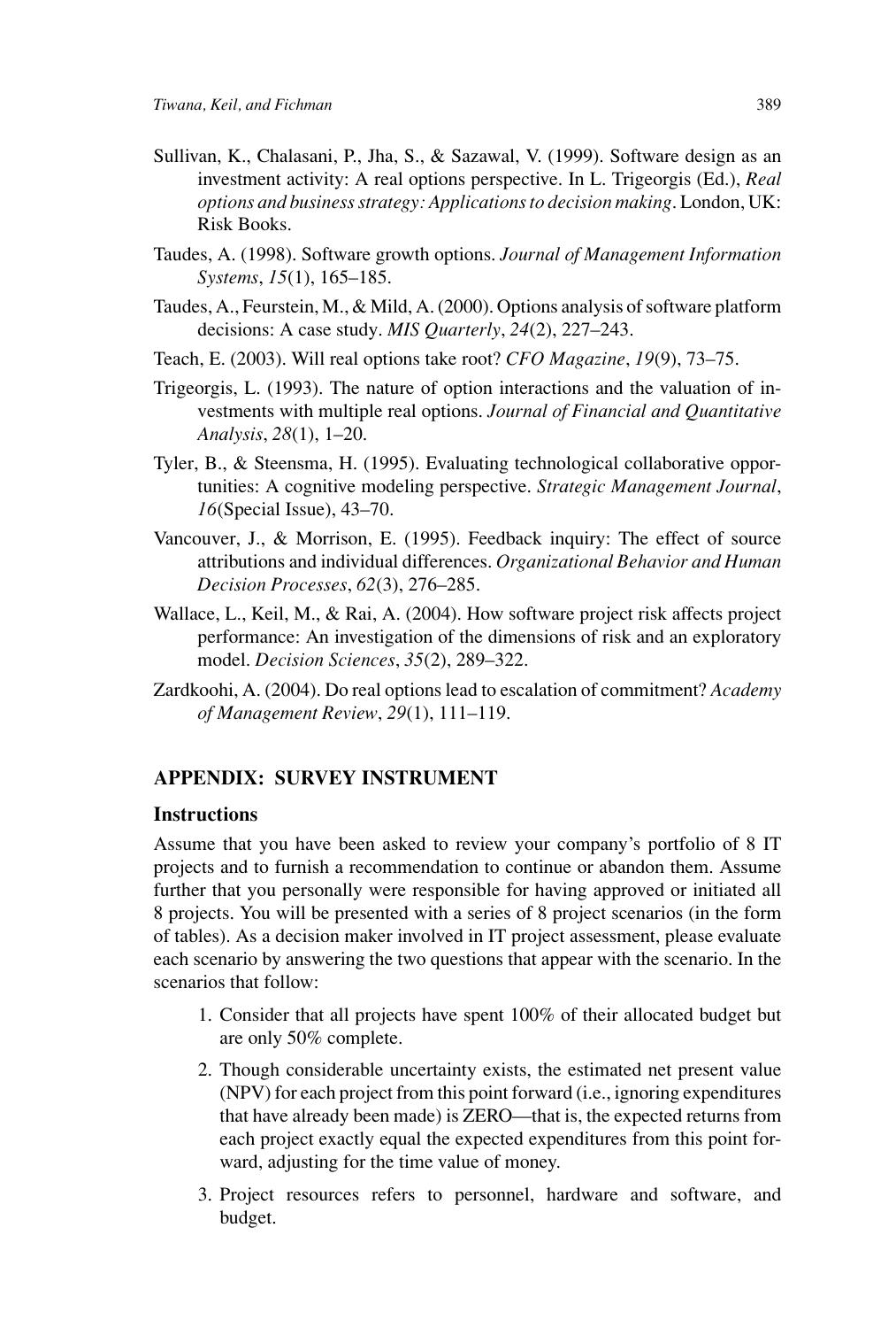Sullivan, K., Chalasani, P., Jha, S., & Sazawal, V. (1999). Software design as an investment activity: A real options perspective. In L. Trigeorgis (Ed.), *Real options and business strategy: Applications to decision making*. London, UK: Risk Books.

Taudes, A. (1998). Software growth options. *Journal of Management Information Systems*, *15*(1), 165–185.

Taudes, A., Feurstein, M., & Mild, A. (2000). Options analysis of software platform decisions: A case study. *MIS Quarterly*, *24*(2), 227–243.

Teach, E. (2003). Will real options take root? *CFO Magazine*, *19*(9), 73–75.

Trigeorgis, L. (1993). The nature of option interactions and the valuation of investments with multiple real options. *Journal of Financial and Quantitative Analysis*, *28*(1), 1–20.

Tyler, B., & Steensma, H. (1995). Evaluating technological collaborative opportunities: A cognitive modeling perspective. *Strategic Management Journal*, *16*(Special Issue), 43–70.

Vancouver, J., & Morrison, E. (1995). Feedback inquiry: The effect of source attributions and individual differences. *Organizational Behavior and Human Decision Processes*, *62*(3), 276–285.

Wallace, L., Keil, M., & Rai, A. (2004). How software project risk affects project performance: An investigation of the dimensions of risk and an exploratory model. *Decision Sciences*, *35*(2), 289–322.

Zardkoohi, A. (2004). Do real options lead to escalation of commitment? *Academy of Management Review*, *29*(1), 111–119.

## APPENDIX: SURVEY INSTRUMENT

### Instructions

Assume that you have been asked to review your company's portfolio of 8 IT projects and to furnish a recommendation to continue or abandon them. Assume further that you personally were responsible for having approved or initiated all 8 projects. You will be presented with a series of 8 project scenarios (in the form of tables). As a decision maker involved in IT project assessment, please evaluate each scenario by answering the two questions that appear with the scenario. In the scenarios that follow:

1. Consider that all projects have spent 100% of their allocated budget but are only 50% complete.
2. Though considerable uncertainty exists, the estimated net present value (NPV) for each project from this point forward (i.e., ignoring expenditures that have already been made) is ZERO—that is, the expected returns from each project exactly equal the expected expenditures from this point forward, adjusting for the time value of money.
3. Project resources refers to personnel, hardware and software, and budget.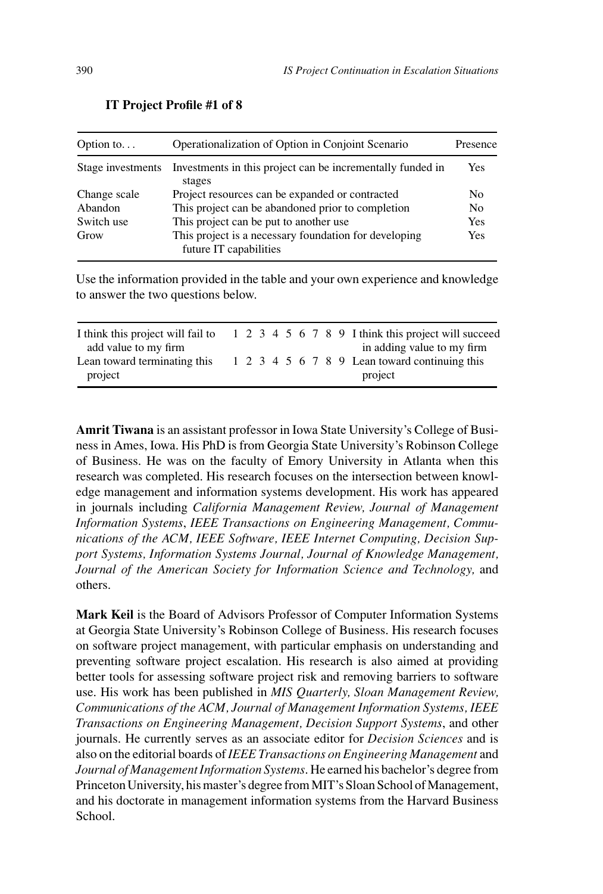**IT Project Profile #1 of 8**

| Option to. . . | Operationalization of Option in Conjoint Scenario | Presence |
|---|---|---|
| Stage investments | Investments in this project can be incrementally funded in stages | Yes |
| Change scale | Project resources can be expanded or contracted | No |
| Abandon | This project can be abandoned prior to completion | No |
| Switch use | This project can be put to another use | Yes |
| Grow | This project is a necessary foundation for developing future IT capabilities | Yes |

Use the information provided in the table and your own experience and knowledge to answer the two questions below.

| | | |
|---|---|---|
| I think this project will fail to add value to my firm | 1 2 3 4 5 6 7 8 9 | I think this project will succeed in adding value to my firm |
| Lean toward terminating this project | 1 2 3 4 5 6 7 8 9 | Lean toward continuing this project |

**Amrit Tiwana** is an assistant professor in Iowa State University's College of Business in Ames, Iowa. His PhD is from Georgia State University's Robinson College of Business. He was on the faculty of Emory University in Atlanta when this research was completed. His research focuses on the intersection between knowledge management and information systems development. His work has appeared in journals including *California Management Review, Journal of Management Information Systems*, *IEEE Transactions on Engineering Management, Communications of the ACM, IEEE Software, IEEE Internet Computing, Decision Support Systems, Information Systems Journal, Journal of Knowledge Management, Journal of the American Society for Information Science and Technology,* and others.

**Mark Keil** is the Board of Advisors Professor of Computer Information Systems at Georgia State University's Robinson College of Business. His research focuses on software project management, with particular emphasis on understanding and preventing software project escalation. His research is also aimed at providing better tools for assessing software project risk and removing barriers to software use. His work has been published in *MIS Quarterly, Sloan Management Review, Communications of the ACM, Journal of Management Information Systems, IEEE Transactions on Engineering Management, Decision Support Systems*, and other journals. He currently serves as an associate editor for *Decision Sciences* and is also on the editorial boards of *IEEE Transactions on Engineering Management* and *Journal of Management Information Systems*. He earned his bachelor's degree from Princeton University, his master's degree from MIT's Sloan School of Management, and his doctorate in management information systems from the Harvard Business School.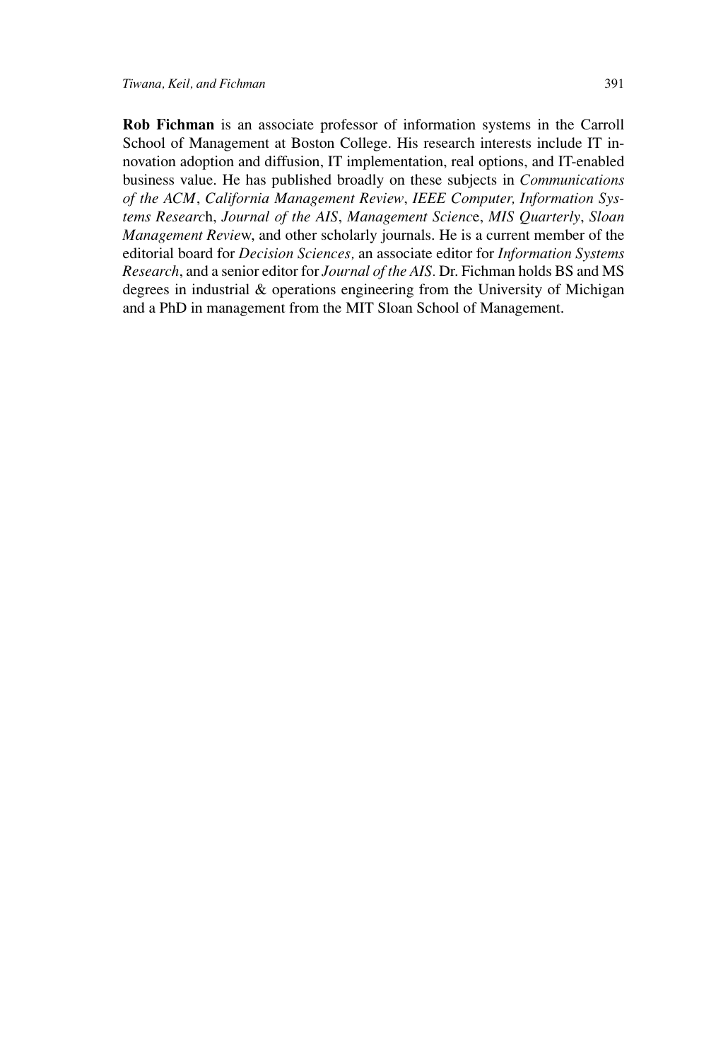**Rob Fichman** is an associate professor of information systems in the Carroll School of Management at Boston College. His research interests include IT innovation adoption and diffusion, IT implementation, real options, and IT-enabled business value. He has published broadly on these subjects in *Communications of the ACM*, *California Management Review*, *IEEE Computer, Information Systems Research*, *Journal of the AIS*, *Management Science*, *MIS Quarterly*, *Sloan Management Review*, and other scholarly journals. He is a current member of the editorial board for *Decision Sciences,* an associate editor for *Information Systems Research*, and a senior editor for *Journal of the AIS*. Dr. Fichman holds BS and MS degrees in industrial & operations engineering from the University of Michigan and a PhD in management from the MIT Sloan School of Management.